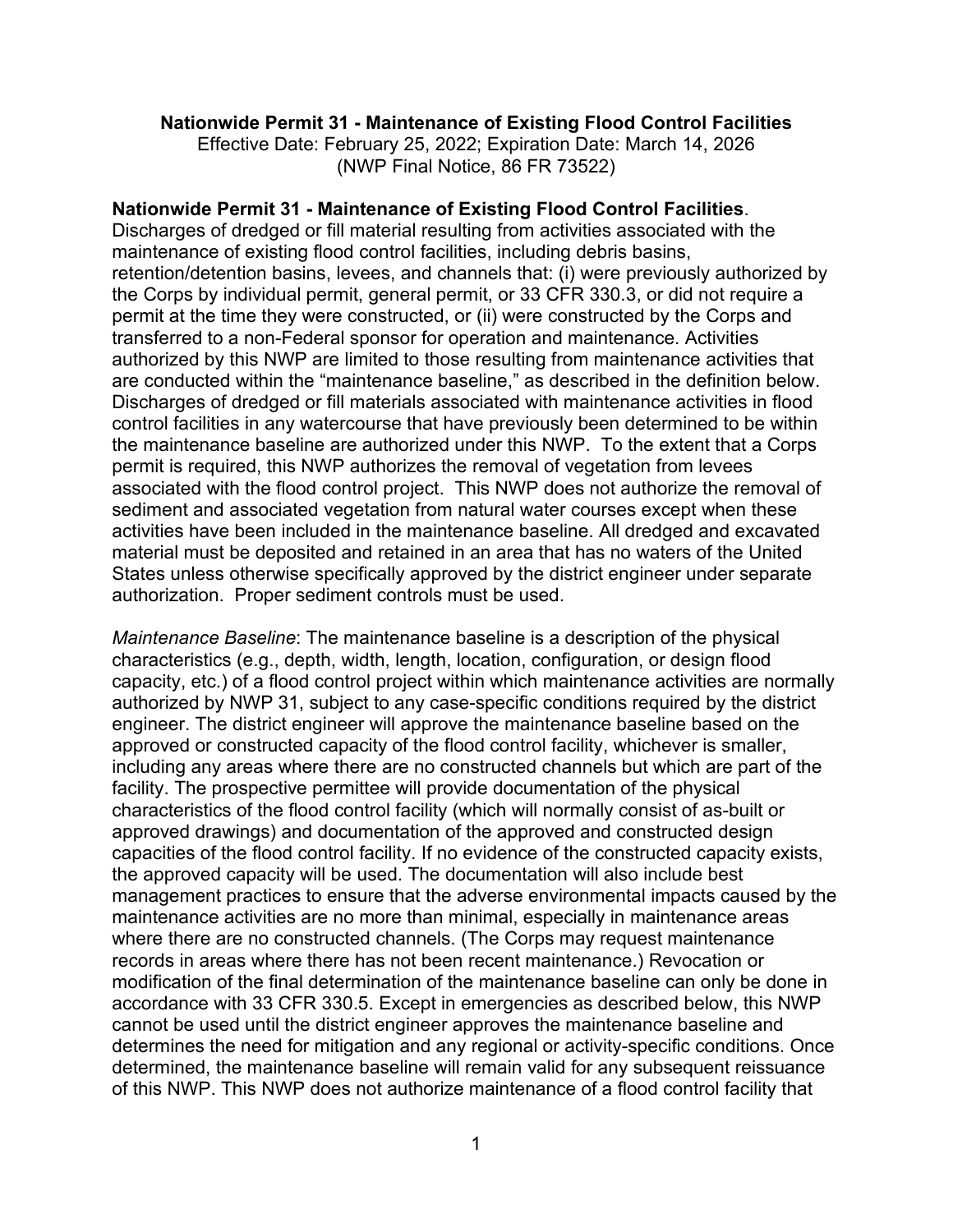**Nationwide Permit 31 - Maintenance of Existing Flood Control Facilities**
Effective Date: February 25, 2022; Expiration Date: March 14, 2026
(NWP Final Notice, 86 FR 73522)

**Nationwide Permit 31 - Maintenance of Existing Flood Control Facilities**. Discharges of dredged or fill material resulting from activities associated with the maintenance of existing flood control facilities, including debris basins, retention/detention basins, levees, and channels that: (i) were previously authorized by the Corps by individual permit, general permit, or 33 CFR 330.3, or did not require a permit at the time they were constructed, or (ii) were constructed by the Corps and transferred to a non-Federal sponsor for operation and maintenance. Activities authorized by this NWP are limited to those resulting from maintenance activities that are conducted within the "maintenance baseline," as described in the definition below. Discharges of dredged or fill materials associated with maintenance activities in flood control facilities in any watercourse that have previously been determined to be within the maintenance baseline are authorized under this NWP. To the extent that a Corps permit is required, this NWP authorizes the removal of vegetation from levees associated with the flood control project. This NWP does not authorize the removal of sediment and associated vegetation from natural water courses except when these activities have been included in the maintenance baseline. All dredged and excavated material must be deposited and retained in an area that has no waters of the United States unless otherwise specifically approved by the district engineer under separate authorization. Proper sediment controls must be used.

*Maintenance Baseline*: The maintenance baseline is a description of the physical characteristics (e.g., depth, width, length, location, configuration, or design flood capacity, etc.) of a flood control project within which maintenance activities are normally authorized by NWP 31, subject to any case-specific conditions required by the district engineer. The district engineer will approve the maintenance baseline based on the approved or constructed capacity of the flood control facility, whichever is smaller, including any areas where there are no constructed channels but which are part of the facility. The prospective permittee will provide documentation of the physical characteristics of the flood control facility (which will normally consist of as-built or approved drawings) and documentation of the approved and constructed design capacities of the flood control facility. If no evidence of the constructed capacity exists, the approved capacity will be used. The documentation will also include best management practices to ensure that the adverse environmental impacts caused by the maintenance activities are no more than minimal, especially in maintenance areas where there are no constructed channels. (The Corps may request maintenance records in areas where there has not been recent maintenance.) Revocation or modification of the final determination of the maintenance baseline can only be done in accordance with 33 CFR 330.5. Except in emergencies as described below, this NWP cannot be used until the district engineer approves the maintenance baseline and determines the need for mitigation and any regional or activity-specific conditions. Once determined, the maintenance baseline will remain valid for any subsequent reissuance of this NWP. This NWP does not authorize maintenance of a flood control facility that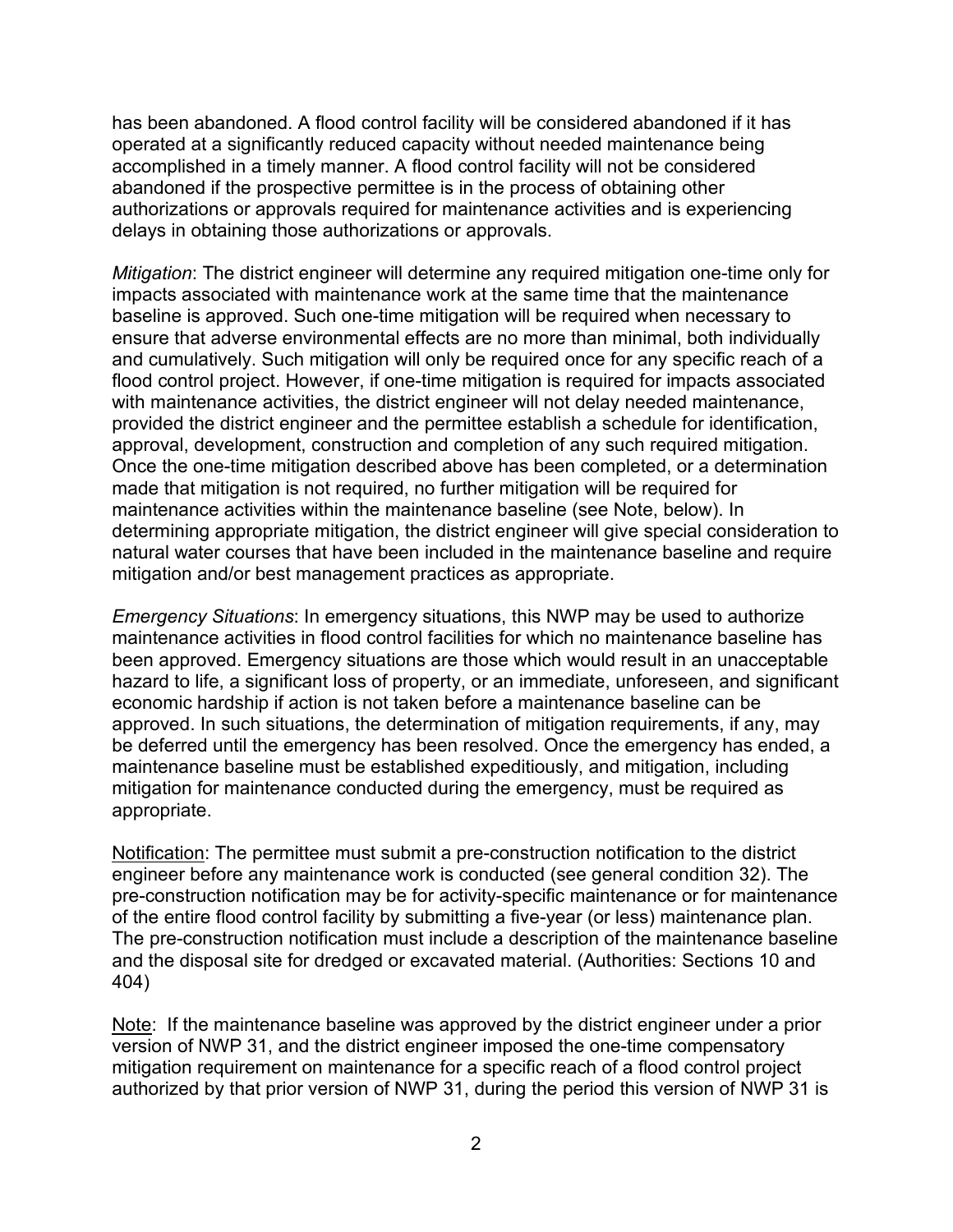has been abandoned. A flood control facility will be considered abandoned if it has operated at a significantly reduced capacity without needed maintenance being accomplished in a timely manner. A flood control facility will not be considered abandoned if the prospective permittee is in the process of obtaining other authorizations or approvals required for maintenance activities and is experiencing delays in obtaining those authorizations or approvals.

*Mitigation*: The district engineer will determine any required mitigation one-time only for impacts associated with maintenance work at the same time that the maintenance baseline is approved. Such one-time mitigation will be required when necessary to ensure that adverse environmental effects are no more than minimal, both individually and cumulatively. Such mitigation will only be required once for any specific reach of a flood control project. However, if one-time mitigation is required for impacts associated with maintenance activities, the district engineer will not delay needed maintenance, provided the district engineer and the permittee establish a schedule for identification, approval, development, construction and completion of any such required mitigation. Once the one-time mitigation described above has been completed, or a determination made that mitigation is not required, no further mitigation will be required for maintenance activities within the maintenance baseline (see Note, below). In determining appropriate mitigation, the district engineer will give special consideration to natural water courses that have been included in the maintenance baseline and require mitigation and/or best management practices as appropriate.

*Emergency Situations*: In emergency situations, this NWP may be used to authorize maintenance activities in flood control facilities for which no maintenance baseline has been approved. Emergency situations are those which would result in an unacceptable hazard to life, a significant loss of property, or an immediate, unforeseen, and significant economic hardship if action is not taken before a maintenance baseline can be approved. In such situations, the determination of mitigation requirements, if any, may be deferred until the emergency has been resolved. Once the emergency has ended, a maintenance baseline must be established expeditiously, and mitigation, including mitigation for maintenance conducted during the emergency, must be required as appropriate.

<u>Notification</u>: The permittee must submit a pre-construction notification to the district engineer before any maintenance work is conducted (see general condition 32). The pre-construction notification may be for activity-specific maintenance or for maintenance of the entire flood control facility by submitting a five-year (or less) maintenance plan. The pre-construction notification must include a description of the maintenance baseline and the disposal site for dredged or excavated material. (Authorities: Sections 10 and 404)

<u>Note</u>: If the maintenance baseline was approved by the district engineer under a prior version of NWP 31, and the district engineer imposed the one-time compensatory mitigation requirement on maintenance for a specific reach of a flood control project authorized by that prior version of NWP 31, during the period this version of NWP 31 is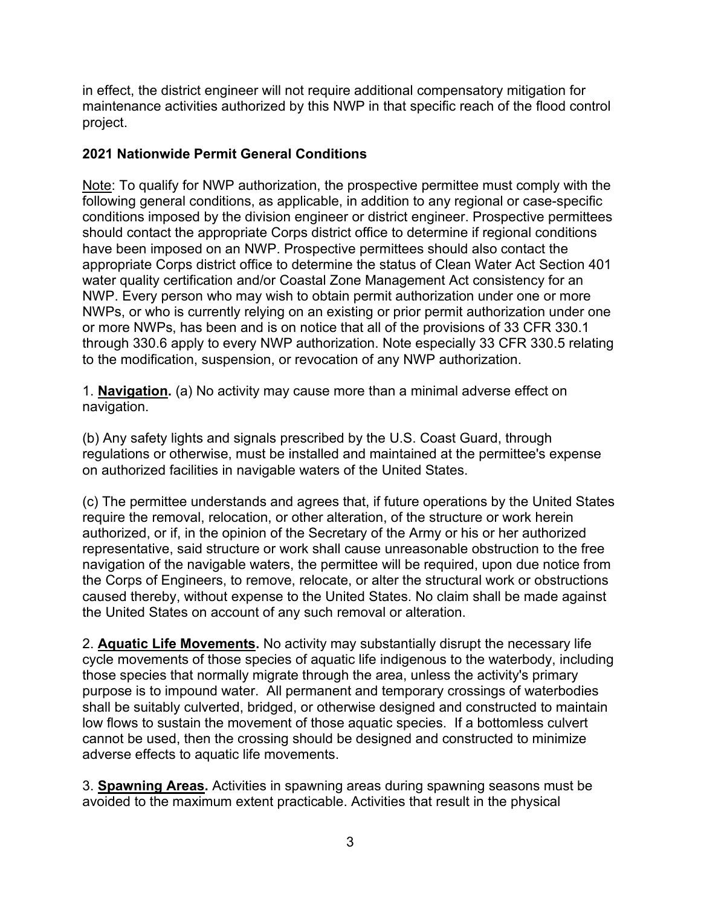in effect, the district engineer will not require additional compensatory mitigation for maintenance activities authorized by this NWP in that specific reach of the flood control project.

## 2021 Nationwide Permit General Conditions

Note: To qualify for NWP authorization, the prospective permittee must comply with the following general conditions, as applicable, in addition to any regional or case-specific conditions imposed by the division engineer or district engineer. Prospective permittees should contact the appropriate Corps district office to determine if regional conditions have been imposed on an NWP. Prospective permittees should also contact the appropriate Corps district office to determine the status of Clean Water Act Section 401 water quality certification and/or Coastal Zone Management Act consistency for an NWP. Every person who may wish to obtain permit authorization under one or more NWPs, or who is currently relying on an existing or prior permit authorization under one or more NWPs, has been and is on notice that all of the provisions of 33 CFR 330.1 through 330.6 apply to every NWP authorization. Note especially 33 CFR 330.5 relating to the modification, suspension, or revocation of any NWP authorization.

1. **Navigation.** (a) No activity may cause more than a minimal adverse effect on navigation.

(b) Any safety lights and signals prescribed by the U.S. Coast Guard, through regulations or otherwise, must be installed and maintained at the permittee's expense on authorized facilities in navigable waters of the United States.

(c) The permittee understands and agrees that, if future operations by the United States require the removal, relocation, or other alteration, of the structure or work herein authorized, or if, in the opinion of the Secretary of the Army or his or her authorized representative, said structure or work shall cause unreasonable obstruction to the free navigation of the navigable waters, the permittee will be required, upon due notice from the Corps of Engineers, to remove, relocate, or alter the structural work or obstructions caused thereby, without expense to the United States. No claim shall be made against the United States on account of any such removal or alteration.

2. **Aquatic Life Movements.** No activity may substantially disrupt the necessary life cycle movements of those species of aquatic life indigenous to the waterbody, including those species that normally migrate through the area, unless the activity's primary purpose is to impound water. All permanent and temporary crossings of waterbodies shall be suitably culverted, bridged, or otherwise designed and constructed to maintain low flows to sustain the movement of those aquatic species. If a bottomless culvert cannot be used, then the crossing should be designed and constructed to minimize adverse effects to aquatic life movements.

3. **Spawning Areas.** Activities in spawning areas during spawning seasons must be avoided to the maximum extent practicable. Activities that result in the physical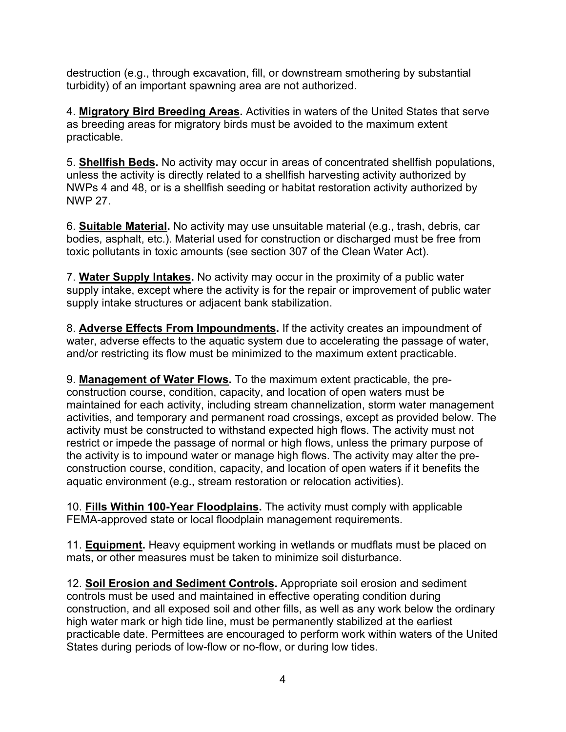destruction (e.g., through excavation, fill, or downstream smothering by substantial turbidity) of an important spawning area are not authorized.

4. **Migratory Bird Breeding Areas.** Activities in waters of the United States that serve as breeding areas for migratory birds must be avoided to the maximum extent practicable.

5. **Shellfish Beds.** No activity may occur in areas of concentrated shellfish populations, unless the activity is directly related to a shellfish harvesting activity authorized by NWPs 4 and 48, or is a shellfish seeding or habitat restoration activity authorized by NWP 27.

6. **Suitable Material.** No activity may use unsuitable material (e.g., trash, debris, car bodies, asphalt, etc.). Material used for construction or discharged must be free from toxic pollutants in toxic amounts (see section 307 of the Clean Water Act).

7. **Water Supply Intakes.** No activity may occur in the proximity of a public water supply intake, except where the activity is for the repair or improvement of public water supply intake structures or adjacent bank stabilization.

8. **Adverse Effects From Impoundments.** If the activity creates an impoundment of water, adverse effects to the aquatic system due to accelerating the passage of water, and/or restricting its flow must be minimized to the maximum extent practicable.

9. **Management of Water Flows.** To the maximum extent practicable, the pre-construction course, condition, capacity, and location of open waters must be maintained for each activity, including stream channelization, storm water management activities, and temporary and permanent road crossings, except as provided below. The activity must be constructed to withstand expected high flows. The activity must not restrict or impede the passage of normal or high flows, unless the primary purpose of the activity is to impound water or manage high flows. The activity may alter the pre-construction course, condition, capacity, and location of open waters if it benefits the aquatic environment (e.g., stream restoration or relocation activities).

10. **Fills Within 100-Year Floodplains.** The activity must comply with applicable FEMA-approved state or local floodplain management requirements.

11. **Equipment.** Heavy equipment working in wetlands or mudflats must be placed on mats, or other measures must be taken to minimize soil disturbance.

12. **Soil Erosion and Sediment Controls.** Appropriate soil erosion and sediment controls must be used and maintained in effective operating condition during construction, and all exposed soil and other fills, as well as any work below the ordinary high water mark or high tide line, must be permanently stabilized at the earliest practicable date. Permittees are encouraged to perform work within waters of the United States during periods of low-flow or no-flow, or during low tides.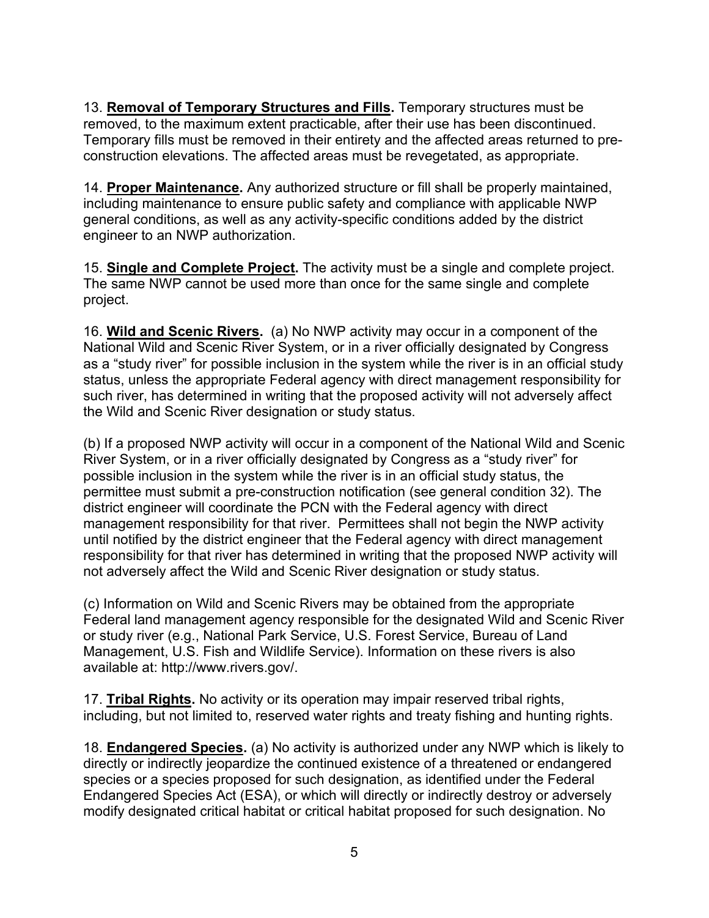13. **Removal of Temporary Structures and Fills.** Temporary structures must be removed, to the maximum extent practicable, after their use has been discontinued. Temporary fills must be removed in their entirety and the affected areas returned to pre-construction elevations. The affected areas must be revegetated, as appropriate.

14. **Proper Maintenance.** Any authorized structure or fill shall be properly maintained, including maintenance to ensure public safety and compliance with applicable NWP general conditions, as well as any activity-specific conditions added by the district engineer to an NWP authorization.

15. **Single and Complete Project.** The activity must be a single and complete project. The same NWP cannot be used more than once for the same single and complete project.

16. **Wild and Scenic Rivers.** (a) No NWP activity may occur in a component of the National Wild and Scenic River System, or in a river officially designated by Congress as a "study river" for possible inclusion in the system while the river is in an official study status, unless the appropriate Federal agency with direct management responsibility for such river, has determined in writing that the proposed activity will not adversely affect the Wild and Scenic River designation or study status.

(b) If a proposed NWP activity will occur in a component of the National Wild and Scenic River System, or in a river officially designated by Congress as a "study river" for possible inclusion in the system while the river is in an official study status, the permittee must submit a pre-construction notification (see general condition 32). The district engineer will coordinate the PCN with the Federal agency with direct management responsibility for that river. Permittees shall not begin the NWP activity until notified by the district engineer that the Federal agency with direct management responsibility for that river has determined in writing that the proposed NWP activity will not adversely affect the Wild and Scenic River designation or study status.

(c) Information on Wild and Scenic Rivers may be obtained from the appropriate Federal land management agency responsible for the designated Wild and Scenic River or study river (e.g., National Park Service, U.S. Forest Service, Bureau of Land Management, U.S. Fish and Wildlife Service). Information on these rivers is also available at: http://www.rivers.gov/.

17. **Tribal Rights.** No activity or its operation may impair reserved tribal rights, including, but not limited to, reserved water rights and treaty fishing and hunting rights.

18. **Endangered Species.** (a) No activity is authorized under any NWP which is likely to directly or indirectly jeopardize the continued existence of a threatened or endangered species or a species proposed for such designation, as identified under the Federal Endangered Species Act (ESA), or which will directly or indirectly destroy or adversely modify designated critical habitat or critical habitat proposed for such designation. No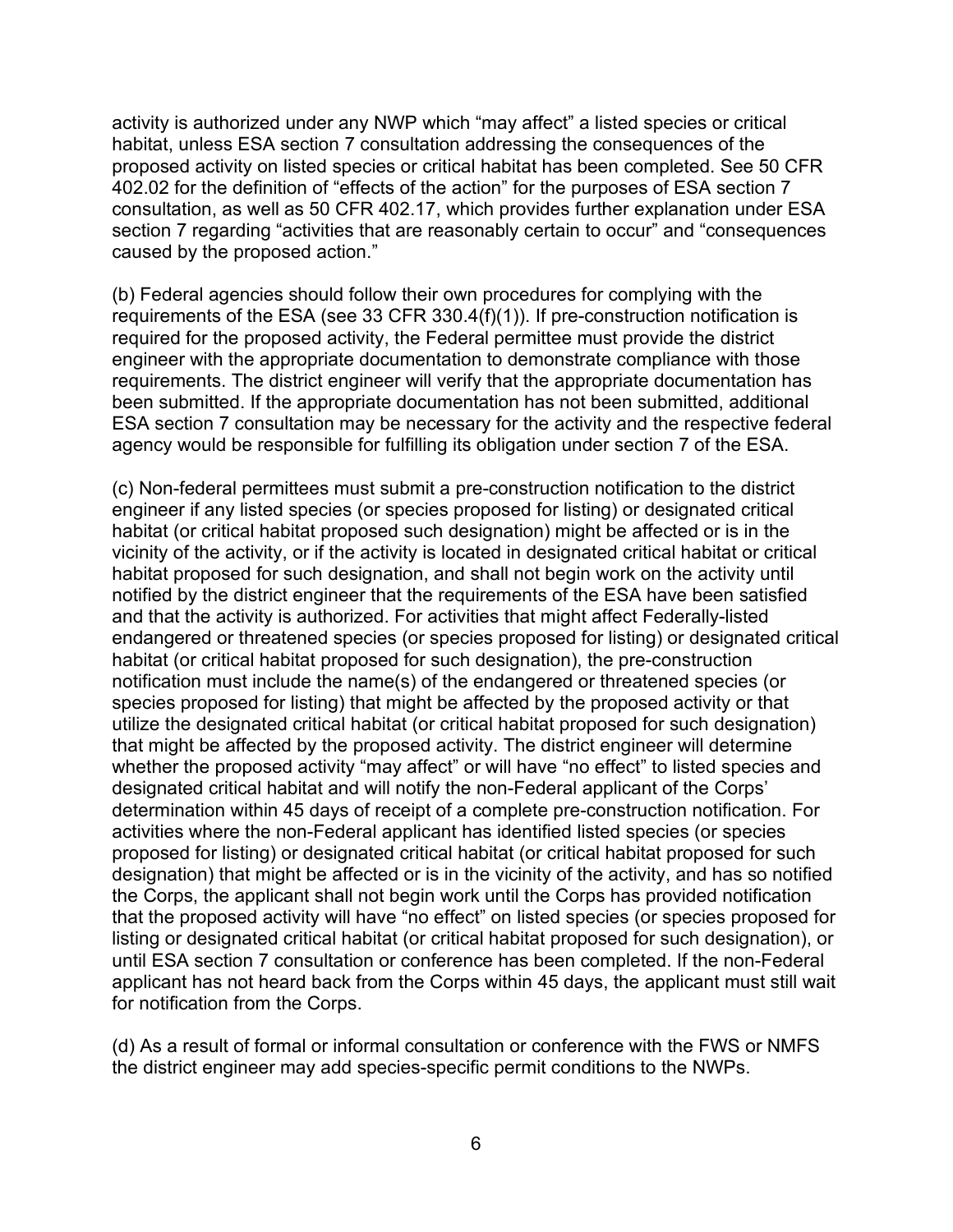activity is authorized under any NWP which “may affect” a listed species or critical habitat, unless ESA section 7 consultation addressing the consequences of the proposed activity on listed species or critical habitat has been completed. See 50 CFR 402.02 for the definition of “effects of the action” for the purposes of ESA section 7 consultation, as well as 50 CFR 402.17, which provides further explanation under ESA section 7 regarding “activities that are reasonably certain to occur” and “consequences caused by the proposed action.”

(b) Federal agencies should follow their own procedures for complying with the requirements of the ESA (see 33 CFR 330.4(f)(1)). If pre-construction notification is required for the proposed activity, the Federal permittee must provide the district engineer with the appropriate documentation to demonstrate compliance with those requirements. The district engineer will verify that the appropriate documentation has been submitted. If the appropriate documentation has not been submitted, additional ESA section 7 consultation may be necessary for the activity and the respective federal agency would be responsible for fulfilling its obligation under section 7 of the ESA.

(c) Non-federal permittees must submit a pre-construction notification to the district engineer if any listed species (or species proposed for listing) or designated critical habitat (or critical habitat proposed such designation) might be affected or is in the vicinity of the activity, or if the activity is located in designated critical habitat or critical habitat proposed for such designation, and shall not begin work on the activity until notified by the district engineer that the requirements of the ESA have been satisfied and that the activity is authorized. For activities that might affect Federally-listed endangered or threatened species (or species proposed for listing) or designated critical habitat (or critical habitat proposed for such designation), the pre-construction notification must include the name(s) of the endangered or threatened species (or species proposed for listing) that might be affected by the proposed activity or that utilize the designated critical habitat (or critical habitat proposed for such designation) that might be affected by the proposed activity. The district engineer will determine whether the proposed activity “may affect” or will have “no effect” to listed species and designated critical habitat and will notify the non-Federal applicant of the Corps' determination within 45 days of receipt of a complete pre-construction notification. For activities where the non-Federal applicant has identified listed species (or species proposed for listing) or designated critical habitat (or critical habitat proposed for such designation) that might be affected or is in the vicinity of the activity, and has so notified the Corps, the applicant shall not begin work until the Corps has provided notification that the proposed activity will have “no effect” on listed species (or species proposed for listing or designated critical habitat (or critical habitat proposed for such designation), or until ESA section 7 consultation or conference has been completed. If the non-Federal applicant has not heard back from the Corps within 45 days, the applicant must still wait for notification from the Corps.

(d) As a result of formal or informal consultation or conference with the FWS or NMFS the district engineer may add species-specific permit conditions to the NWPs.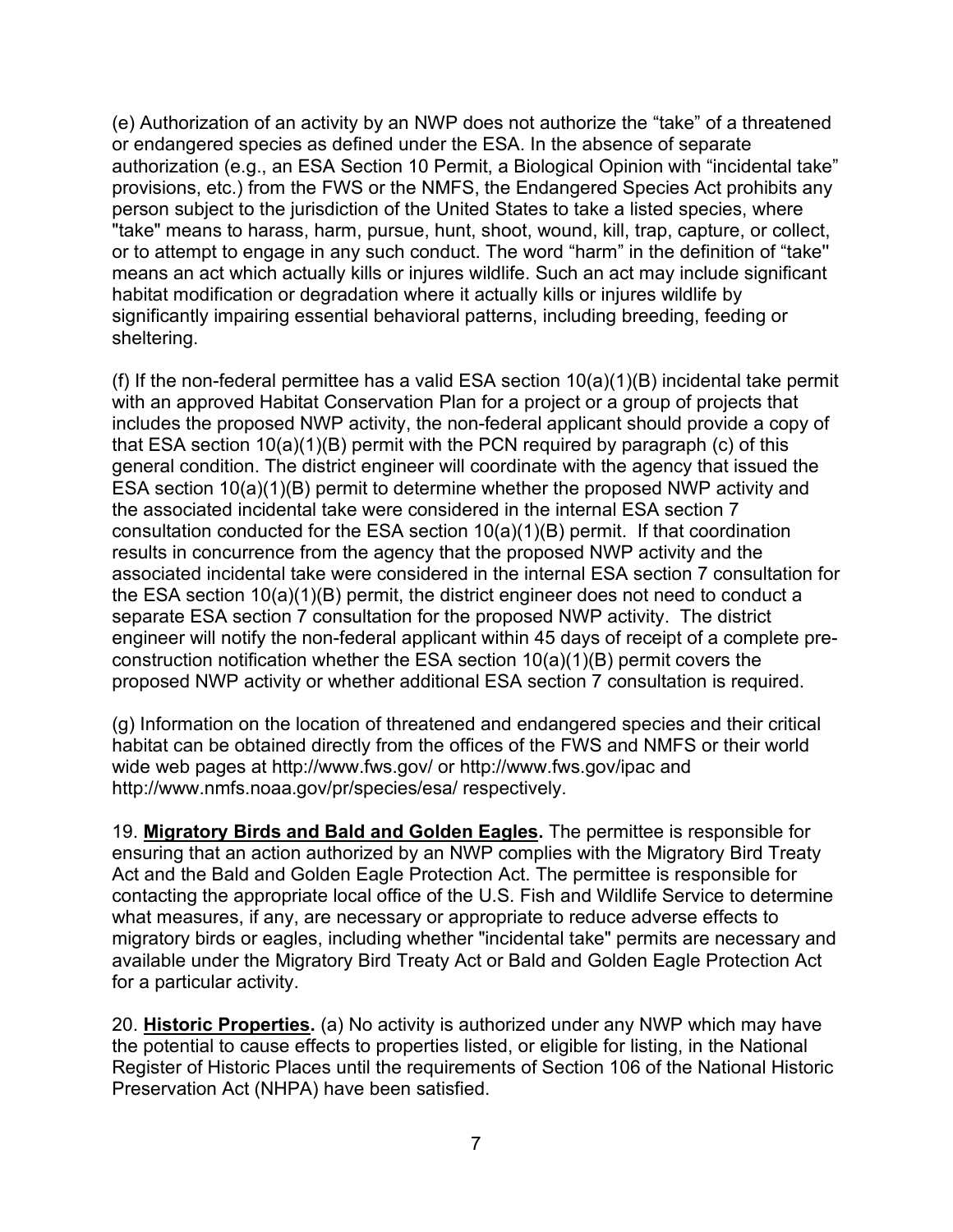(e) Authorization of an activity by an NWP does not authorize the “take” of a threatened or endangered species as defined under the ESA. In the absence of separate authorization (e.g., an ESA Section 10 Permit, a Biological Opinion with “incidental take” provisions, etc.) from the FWS or the NMFS, the Endangered Species Act prohibits any person subject to the jurisdiction of the United States to take a listed species, where "take" means to harass, harm, pursue, hunt, shoot, wound, kill, trap, capture, or collect, or to attempt to engage in any such conduct. The word “harm” in the definition of “take'' means an act which actually kills or injures wildlife. Such an act may include significant habitat modification or degradation where it actually kills or injures wildlife by significantly impairing essential behavioral patterns, including breeding, feeding or sheltering.

(f) If the non-federal permittee has a valid ESA section 10(a)(1)(B) incidental take permit with an approved Habitat Conservation Plan for a project or a group of projects that includes the proposed NWP activity, the non-federal applicant should provide a copy of that ESA section 10(a)(1)(B) permit with the PCN required by paragraph (c) of this general condition. The district engineer will coordinate with the agency that issued the ESA section 10(a)(1)(B) permit to determine whether the proposed NWP activity and the associated incidental take were considered in the internal ESA section 7 consultation conducted for the ESA section 10(a)(1)(B) permit. If that coordination results in concurrence from the agency that the proposed NWP activity and the associated incidental take were considered in the internal ESA section 7 consultation for the ESA section 10(a)(1)(B) permit, the district engineer does not need to conduct a separate ESA section 7 consultation for the proposed NWP activity. The district engineer will notify the non-federal applicant within 45 days of receipt of a complete pre-construction notification whether the ESA section 10(a)(1)(B) permit covers the proposed NWP activity or whether additional ESA section 7 consultation is required.

(g) Information on the location of threatened and endangered species and their critical habitat can be obtained directly from the offices of the FWS and NMFS or their world wide web pages at http://www.fws.gov/ or http://www.fws.gov/ipac and http://www.nmfs.noaa.gov/pr/species/esa/ respectively.

19. **Migratory Birds and Bald and Golden Eagles.** The permittee is responsible for ensuring that an action authorized by an NWP complies with the Migratory Bird Treaty Act and the Bald and Golden Eagle Protection Act. The permittee is responsible for contacting the appropriate local office of the U.S. Fish and Wildlife Service to determine what measures, if any, are necessary or appropriate to reduce adverse effects to migratory birds or eagles, including whether "incidental take" permits are necessary and available under the Migratory Bird Treaty Act or Bald and Golden Eagle Protection Act for a particular activity.

20. **Historic Properties.** (a) No activity is authorized under any NWP which may have the potential to cause effects to properties listed, or eligible for listing, in the National Register of Historic Places until the requirements of Section 106 of the National Historic Preservation Act (NHPA) have been satisfied.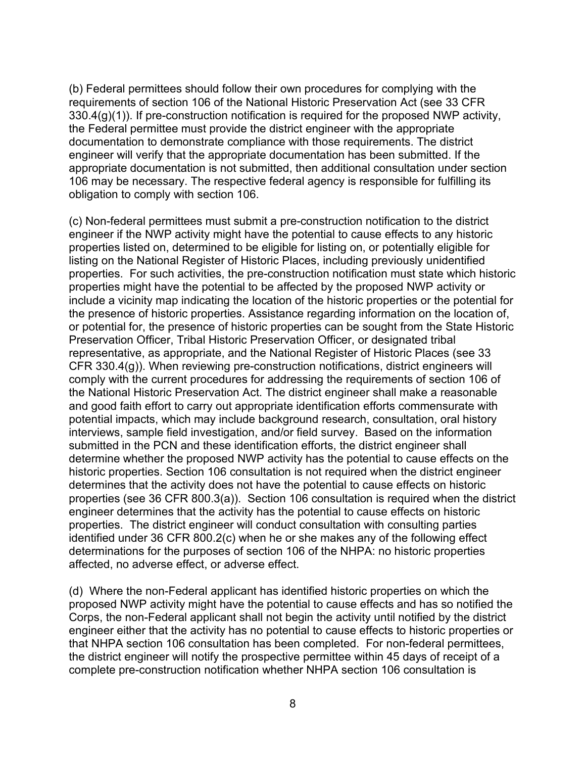(b) Federal permittees should follow their own procedures for complying with the requirements of section 106 of the National Historic Preservation Act (see 33 CFR 330.4(g)(1)). If pre-construction notification is required for the proposed NWP activity, the Federal permittee must provide the district engineer with the appropriate documentation to demonstrate compliance with those requirements. The district engineer will verify that the appropriate documentation has been submitted. If the appropriate documentation is not submitted, then additional consultation under section 106 may be necessary. The respective federal agency is responsible for fulfilling its obligation to comply with section 106.

(c) Non-federal permittees must submit a pre-construction notification to the district engineer if the NWP activity might have the potential to cause effects to any historic properties listed on, determined to be eligible for listing on, or potentially eligible for listing on the National Register of Historic Places, including previously unidentified properties. For such activities, the pre-construction notification must state which historic properties might have the potential to be affected by the proposed NWP activity or include a vicinity map indicating the location of the historic properties or the potential for the presence of historic properties. Assistance regarding information on the location of, or potential for, the presence of historic properties can be sought from the State Historic Preservation Officer, Tribal Historic Preservation Officer, or designated tribal representative, as appropriate, and the National Register of Historic Places (see 33 CFR 330.4(g)). When reviewing pre-construction notifications, district engineers will comply with the current procedures for addressing the requirements of section 106 of the National Historic Preservation Act. The district engineer shall make a reasonable and good faith effort to carry out appropriate identification efforts commensurate with potential impacts, which may include background research, consultation, oral history interviews, sample field investigation, and/or field survey. Based on the information submitted in the PCN and these identification efforts, the district engineer shall determine whether the proposed NWP activity has the potential to cause effects on the historic properties. Section 106 consultation is not required when the district engineer determines that the activity does not have the potential to cause effects on historic properties (see 36 CFR 800.3(a)). Section 106 consultation is required when the district engineer determines that the activity has the potential to cause effects on historic properties. The district engineer will conduct consultation with consulting parties identified under 36 CFR 800.2(c) when he or she makes any of the following effect determinations for the purposes of section 106 of the NHPA: no historic properties affected, no adverse effect, or adverse effect.

(d) Where the non-Federal applicant has identified historic properties on which the proposed NWP activity might have the potential to cause effects and has so notified the Corps, the non-Federal applicant shall not begin the activity until notified by the district engineer either that the activity has no potential to cause effects to historic properties or that NHPA section 106 consultation has been completed. For non-federal permittees, the district engineer will notify the prospective permittee within 45 days of receipt of a complete pre-construction notification whether NHPA section 106 consultation is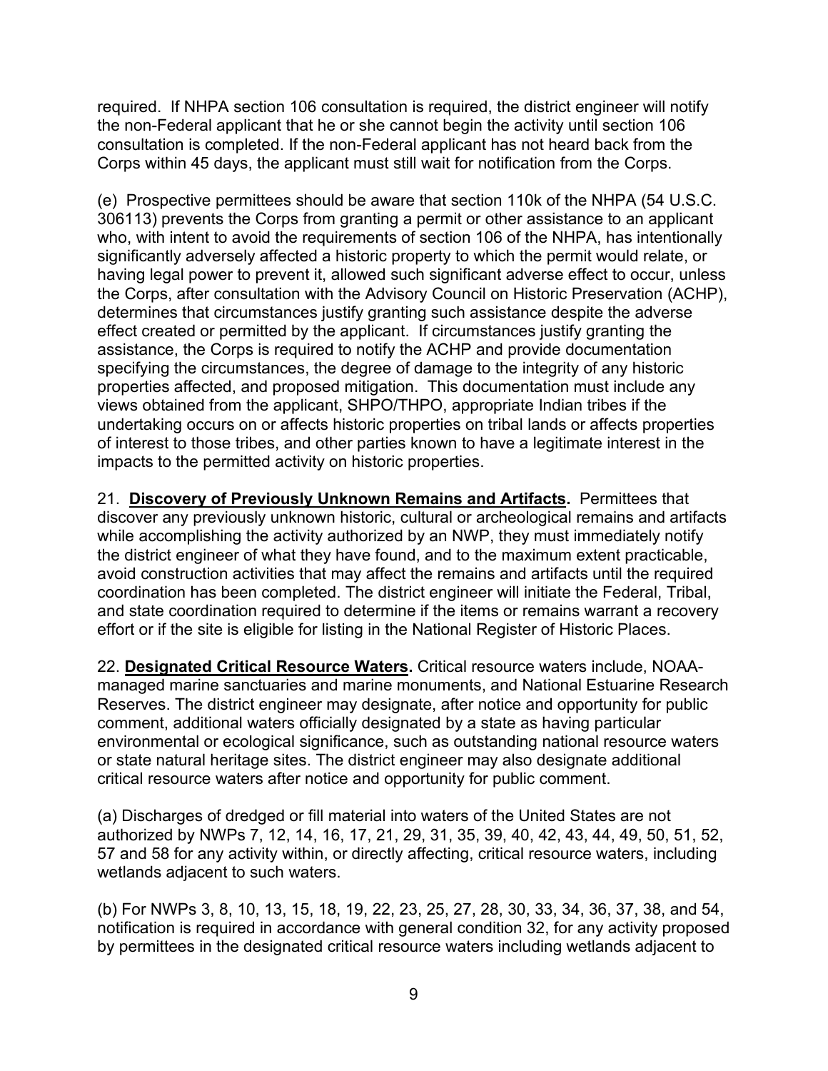required. If NHPA section 106 consultation is required, the district engineer will notify the non-Federal applicant that he or she cannot begin the activity until section 106 consultation is completed. If the non-Federal applicant has not heard back from the Corps within 45 days, the applicant must still wait for notification from the Corps.

(e) Prospective permittees should be aware that section 110k of the NHPA (54 U.S.C. 306113) prevents the Corps from granting a permit or other assistance to an applicant who, with intent to avoid the requirements of section 106 of the NHPA, has intentionally significantly adversely affected a historic property to which the permit would relate, or having legal power to prevent it, allowed such significant adverse effect to occur, unless the Corps, after consultation with the Advisory Council on Historic Preservation (ACHP), determines that circumstances justify granting such assistance despite the adverse effect created or permitted by the applicant. If circumstances justify granting the assistance, the Corps is required to notify the ACHP and provide documentation specifying the circumstances, the degree of damage to the integrity of any historic properties affected, and proposed mitigation. This documentation must include any views obtained from the applicant, SHPO/THPO, appropriate Indian tribes if the undertaking occurs on or affects historic properties on tribal lands or affects properties of interest to those tribes, and other parties known to have a legitimate interest in the impacts to the permitted activity on historic properties.

21. **Discovery of Previously Unknown Remains and Artifacts.** Permittees that discover any previously unknown historic, cultural or archeological remains and artifacts while accomplishing the activity authorized by an NWP, they must immediately notify the district engineer of what they have found, and to the maximum extent practicable, avoid construction activities that may affect the remains and artifacts until the required coordination has been completed. The district engineer will initiate the Federal, Tribal, and state coordination required to determine if the items or remains warrant a recovery effort or if the site is eligible for listing in the National Register of Historic Places.

22. **Designated Critical Resource Waters.** Critical resource waters include, NOAA-managed marine sanctuaries and marine monuments, and National Estuarine Research Reserves. The district engineer may designate, after notice and opportunity for public comment, additional waters officially designated by a state as having particular environmental or ecological significance, such as outstanding national resource waters or state natural heritage sites. The district engineer may also designate additional critical resource waters after notice and opportunity for public comment.

(a) Discharges of dredged or fill material into waters of the United States are not authorized by NWPs 7, 12, 14, 16, 17, 21, 29, 31, 35, 39, 40, 42, 43, 44, 49, 50, 51, 52, 57 and 58 for any activity within, or directly affecting, critical resource waters, including wetlands adjacent to such waters.

(b) For NWPs 3, 8, 10, 13, 15, 18, 19, 22, 23, 25, 27, 28, 30, 33, 34, 36, 37, 38, and 54, notification is required in accordance with general condition 32, for any activity proposed by permittees in the designated critical resource waters including wetlands adjacent to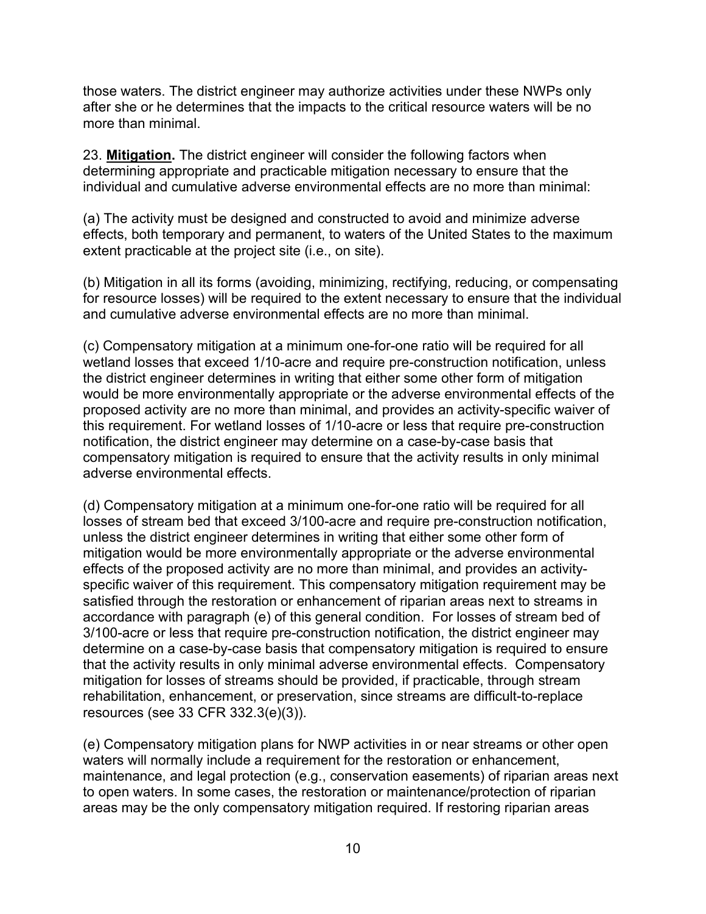those waters. The district engineer may authorize activities under these NWPs only after she or he determines that the impacts to the critical resource waters will be no more than minimal.

23. **Mitigation.** The district engineer will consider the following factors when determining appropriate and practicable mitigation necessary to ensure that the individual and cumulative adverse environmental effects are no more than minimal:

(a) The activity must be designed and constructed to avoid and minimize adverse effects, both temporary and permanent, to waters of the United States to the maximum extent practicable at the project site (i.e., on site).

(b) Mitigation in all its forms (avoiding, minimizing, rectifying, reducing, or compensating for resource losses) will be required to the extent necessary to ensure that the individual and cumulative adverse environmental effects are no more than minimal.

(c) Compensatory mitigation at a minimum one-for-one ratio will be required for all wetland losses that exceed 1/10-acre and require pre-construction notification, unless the district engineer determines in writing that either some other form of mitigation would be more environmentally appropriate or the adverse environmental effects of the proposed activity are no more than minimal, and provides an activity-specific waiver of this requirement. For wetland losses of 1/10-acre or less that require pre-construction notification, the district engineer may determine on a case-by-case basis that compensatory mitigation is required to ensure that the activity results in only minimal adverse environmental effects.

(d) Compensatory mitigation at a minimum one-for-one ratio will be required for all losses of stream bed that exceed 3/100-acre and require pre-construction notification, unless the district engineer determines in writing that either some other form of mitigation would be more environmentally appropriate or the adverse environmental effects of the proposed activity are no more than minimal, and provides an activity-specific waiver of this requirement. This compensatory mitigation requirement may be satisfied through the restoration or enhancement of riparian areas next to streams in accordance with paragraph (e) of this general condition. For losses of stream bed of 3/100-acre or less that require pre-construction notification, the district engineer may determine on a case-by-case basis that compensatory mitigation is required to ensure that the activity results in only minimal adverse environmental effects. Compensatory mitigation for losses of streams should be provided, if practicable, through stream rehabilitation, enhancement, or preservation, since streams are difficult-to-replace resources (see 33 CFR 332.3(e)(3)).

(e) Compensatory mitigation plans for NWP activities in or near streams or other open waters will normally include a requirement for the restoration or enhancement, maintenance, and legal protection (e.g., conservation easements) of riparian areas next to open waters. In some cases, the restoration or maintenance/protection of riparian areas may be the only compensatory mitigation required. If restoring riparian areas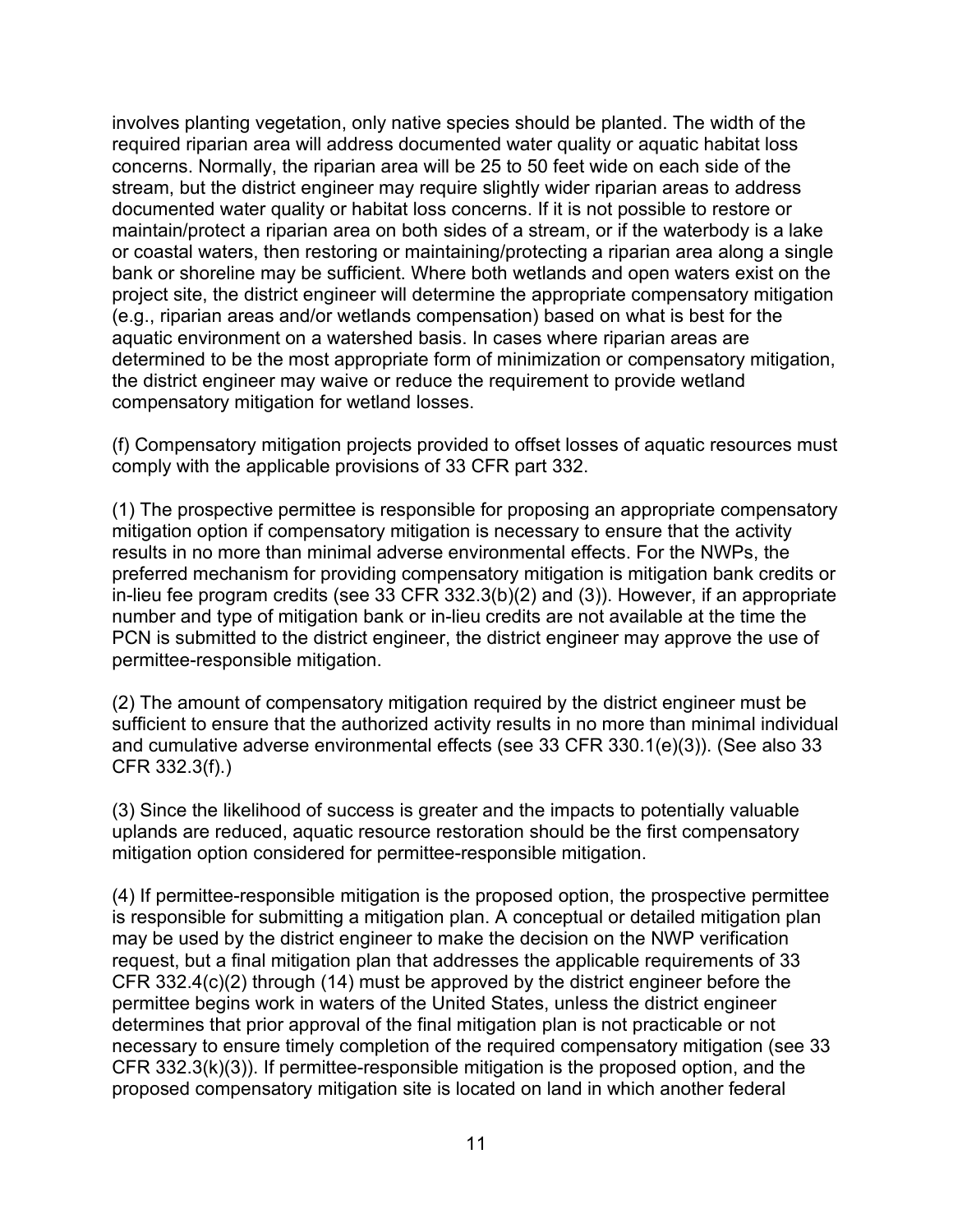involves planting vegetation, only native species should be planted. The width of the required riparian area will address documented water quality or aquatic habitat loss concerns. Normally, the riparian area will be 25 to 50 feet wide on each side of the stream, but the district engineer may require slightly wider riparian areas to address documented water quality or habitat loss concerns. If it is not possible to restore or maintain/protect a riparian area on both sides of a stream, or if the waterbody is a lake or coastal waters, then restoring or maintaining/protecting a riparian area along a single bank or shoreline may be sufficient. Where both wetlands and open waters exist on the project site, the district engineer will determine the appropriate compensatory mitigation (e.g., riparian areas and/or wetlands compensation) based on what is best for the aquatic environment on a watershed basis. In cases where riparian areas are determined to be the most appropriate form of minimization or compensatory mitigation, the district engineer may waive or reduce the requirement to provide wetland compensatory mitigation for wetland losses.

(f) Compensatory mitigation projects provided to offset losses of aquatic resources must comply with the applicable provisions of 33 CFR part 332.

(1) The prospective permittee is responsible for proposing an appropriate compensatory mitigation option if compensatory mitigation is necessary to ensure that the activity results in no more than minimal adverse environmental effects. For the NWPs, the preferred mechanism for providing compensatory mitigation is mitigation bank credits or in-lieu fee program credits (see 33 CFR 332.3(b)(2) and (3)). However, if an appropriate number and type of mitigation bank or in-lieu credits are not available at the time the PCN is submitted to the district engineer, the district engineer may approve the use of permittee-responsible mitigation.

(2) The amount of compensatory mitigation required by the district engineer must be sufficient to ensure that the authorized activity results in no more than minimal individual and cumulative adverse environmental effects (see 33 CFR 330.1(e)(3)). (See also 33 CFR 332.3(f).)

(3) Since the likelihood of success is greater and the impacts to potentially valuable uplands are reduced, aquatic resource restoration should be the first compensatory mitigation option considered for permittee-responsible mitigation.

(4) If permittee-responsible mitigation is the proposed option, the prospective permittee is responsible for submitting a mitigation plan. A conceptual or detailed mitigation plan may be used by the district engineer to make the decision on the NWP verification request, but a final mitigation plan that addresses the applicable requirements of 33 CFR 332.4(c)(2) through (14) must be approved by the district engineer before the permittee begins work in waters of the United States, unless the district engineer determines that prior approval of the final mitigation plan is not practicable or not necessary to ensure timely completion of the required compensatory mitigation (see 33 CFR 332.3(k)(3)). If permittee-responsible mitigation is the proposed option, and the proposed compensatory mitigation site is located on land in which another federal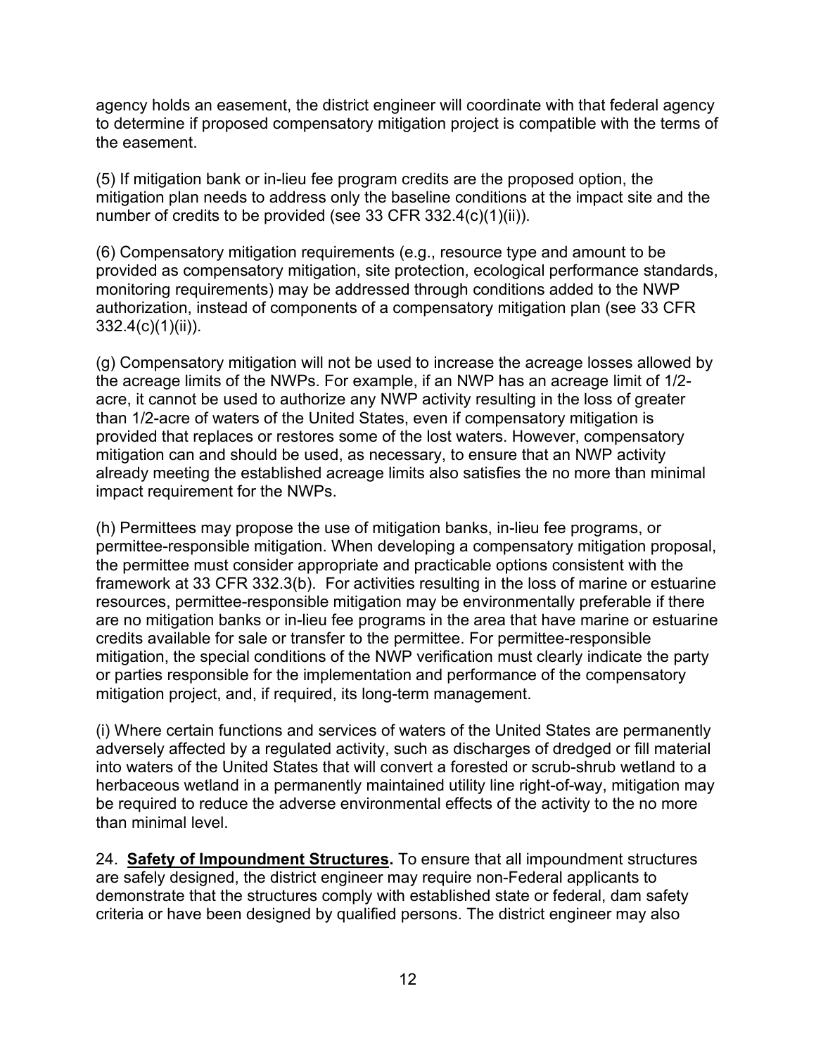agency holds an easement, the district engineer will coordinate with that federal agency to determine if proposed compensatory mitigation project is compatible with the terms of the easement.

(5) If mitigation bank or in-lieu fee program credits are the proposed option, the mitigation plan needs to address only the baseline conditions at the impact site and the number of credits to be provided (see 33 CFR 332.4(c)(1)(ii)).

(6) Compensatory mitigation requirements (e.g., resource type and amount to be provided as compensatory mitigation, site protection, ecological performance standards, monitoring requirements) may be addressed through conditions added to the NWP authorization, instead of components of a compensatory mitigation plan (see 33 CFR 332.4(c)(1)(ii)).

(g) Compensatory mitigation will not be used to increase the acreage losses allowed by the acreage limits of the NWPs. For example, if an NWP has an acreage limit of 1/2-acre, it cannot be used to authorize any NWP activity resulting in the loss of greater than 1/2-acre of waters of the United States, even if compensatory mitigation is provided that replaces or restores some of the lost waters. However, compensatory mitigation can and should be used, as necessary, to ensure that an NWP activity already meeting the established acreage limits also satisfies the no more than minimal impact requirement for the NWPs.

(h) Permittees may propose the use of mitigation banks, in-lieu fee programs, or permittee-responsible mitigation. When developing a compensatory mitigation proposal, the permittee must consider appropriate and practicable options consistent with the framework at 33 CFR 332.3(b). For activities resulting in the loss of marine or estuarine resources, permittee-responsible mitigation may be environmentally preferable if there are no mitigation banks or in-lieu fee programs in the area that have marine or estuarine credits available for sale or transfer to the permittee. For permittee-responsible mitigation, the special conditions of the NWP verification must clearly indicate the party or parties responsible for the implementation and performance of the compensatory mitigation project, and, if required, its long-term management.

(i) Where certain functions and services of waters of the United States are permanently adversely affected by a regulated activity, such as discharges of dredged or fill material into waters of the United States that will convert a forested or scrub-shrub wetland to a herbaceous wetland in a permanently maintained utility line right-of-way, mitigation may be required to reduce the adverse environmental effects of the activity to the no more than minimal level.

24. **Safety of Impoundment Structures.** To ensure that all impoundment structures are safely designed, the district engineer may require non-Federal applicants to demonstrate that the structures comply with established state or federal, dam safety criteria or have been designed by qualified persons. The district engineer may also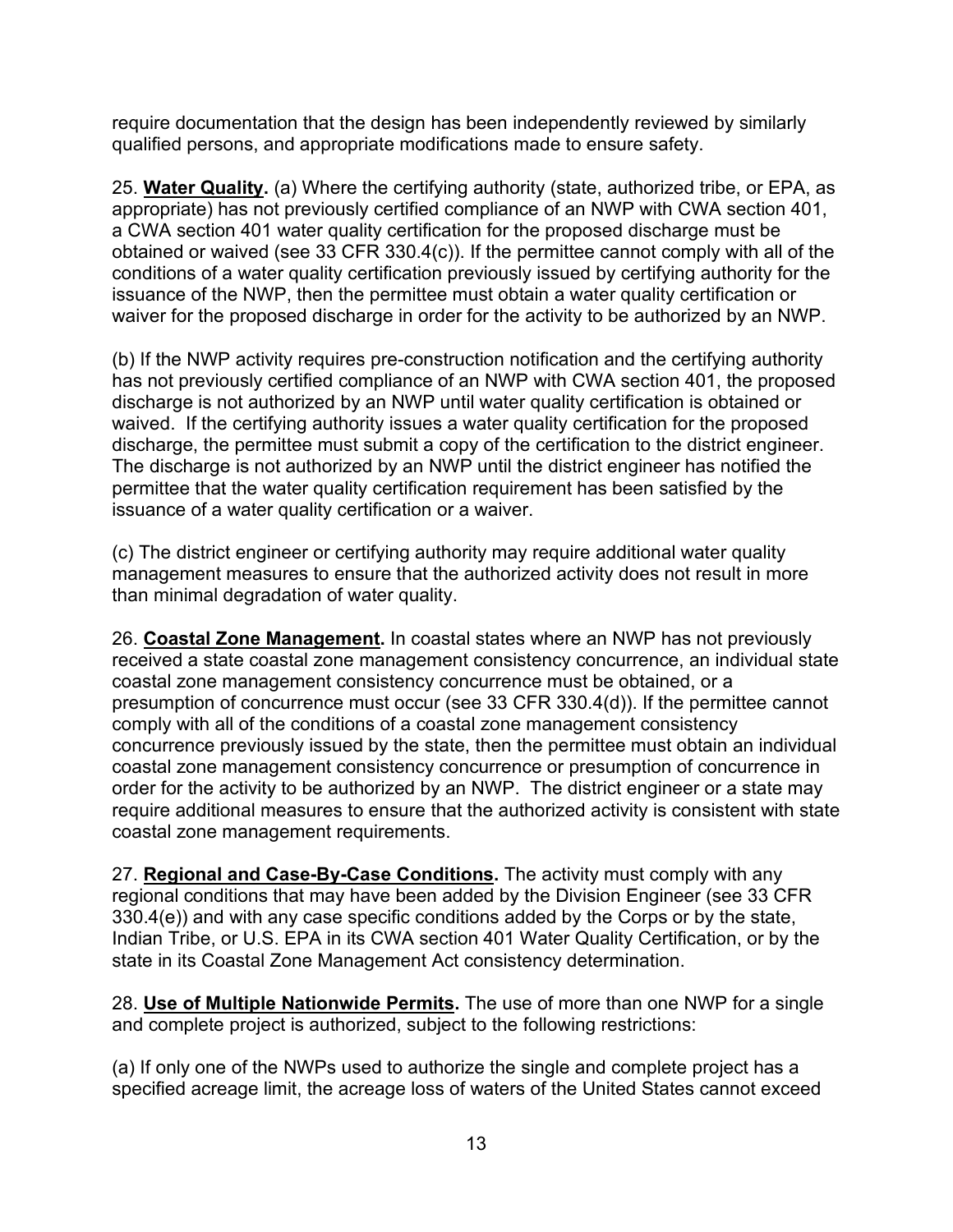require documentation that the design has been independently reviewed by similarly qualified persons, and appropriate modifications made to ensure safety.

25. **Water Quality.** (a) Where the certifying authority (state, authorized tribe, or EPA, as appropriate) has not previously certified compliance of an NWP with CWA section 401, a CWA section 401 water quality certification for the proposed discharge must be obtained or waived (see 33 CFR 330.4(c)). If the permittee cannot comply with all of the conditions of a water quality certification previously issued by certifying authority for the issuance of the NWP, then the permittee must obtain a water quality certification or waiver for the proposed discharge in order for the activity to be authorized by an NWP.

(b) If the NWP activity requires pre-construction notification and the certifying authority has not previously certified compliance of an NWP with CWA section 401, the proposed discharge is not authorized by an NWP until water quality certification is obtained or waived. If the certifying authority issues a water quality certification for the proposed discharge, the permittee must submit a copy of the certification to the district engineer. The discharge is not authorized by an NWP until the district engineer has notified the permittee that the water quality certification requirement has been satisfied by the issuance of a water quality certification or a waiver.

(c) The district engineer or certifying authority may require additional water quality management measures to ensure that the authorized activity does not result in more than minimal degradation of water quality.

26. **Coastal Zone Management.** In coastal states where an NWP has not previously received a state coastal zone management consistency concurrence, an individual state coastal zone management consistency concurrence must be obtained, or a presumption of concurrence must occur (see 33 CFR 330.4(d)). If the permittee cannot comply with all of the conditions of a coastal zone management consistency concurrence previously issued by the state, then the permittee must obtain an individual coastal zone management consistency concurrence or presumption of concurrence in order for the activity to be authorized by an NWP. The district engineer or a state may require additional measures to ensure that the authorized activity is consistent with state coastal zone management requirements.

27. **Regional and Case-By-Case Conditions.** The activity must comply with any regional conditions that may have been added by the Division Engineer (see 33 CFR 330.4(e)) and with any case specific conditions added by the Corps or by the state, Indian Tribe, or U.S. EPA in its CWA section 401 Water Quality Certification, or by the state in its Coastal Zone Management Act consistency determination.

28. **Use of Multiple Nationwide Permits.** The use of more than one NWP for a single and complete project is authorized, subject to the following restrictions:

(a) If only one of the NWPs used to authorize the single and complete project has a specified acreage limit, the acreage loss of waters of the United States cannot exceed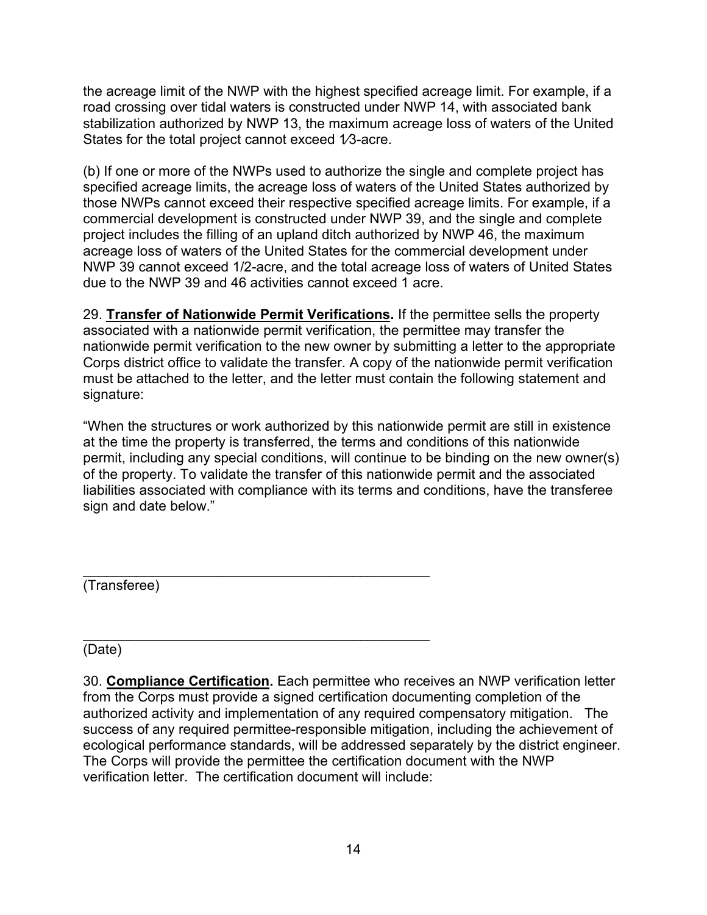the acreage limit of the NWP with the highest specified acreage limit. For example, if a road crossing over tidal waters is constructed under NWP 14, with associated bank stabilization authorized by NWP 13, the maximum acreage loss of waters of the United States for the total project cannot exceed 1⁄3-acre.

(b) If one or more of the NWPs used to authorize the single and complete project has specified acreage limits, the acreage loss of waters of the United States authorized by those NWPs cannot exceed their respective specified acreage limits. For example, if a commercial development is constructed under NWP 39, and the single and complete project includes the filling of an upland ditch authorized by NWP 46, the maximum acreage loss of waters of the United States for the commercial development under NWP 39 cannot exceed 1/2-acre, and the total acreage loss of waters of United States due to the NWP 39 and 46 activities cannot exceed 1 acre.

29. **Transfer of Nationwide Permit Verifications.** If the permittee sells the property associated with a nationwide permit verification, the permittee may transfer the nationwide permit verification to the new owner by submitting a letter to the appropriate Corps district office to validate the transfer. A copy of the nationwide permit verification must be attached to the letter, and the letter must contain the following statement and signature:

"When the structures or work authorized by this nationwide permit are still in existence at the time the property is transferred, the terms and conditions of this nationwide permit, including any special conditions, will continue to be binding on the new owner(s) of the property. To validate the transfer of this nationwide permit and the associated liabilities associated with compliance with its terms and conditions, have the transferee sign and date below."

_______________________________________________
(Transferee)

_______________________________________________
(Date)

30. **Compliance Certification.** Each permittee who receives an NWP verification letter from the Corps must provide a signed certification documenting completion of the authorized activity and implementation of any required compensatory mitigation. The success of any required permittee-responsible mitigation, including the achievement of ecological performance standards, will be addressed separately by the district engineer. The Corps will provide the permittee the certification document with the NWP verification letter. The certification document will include: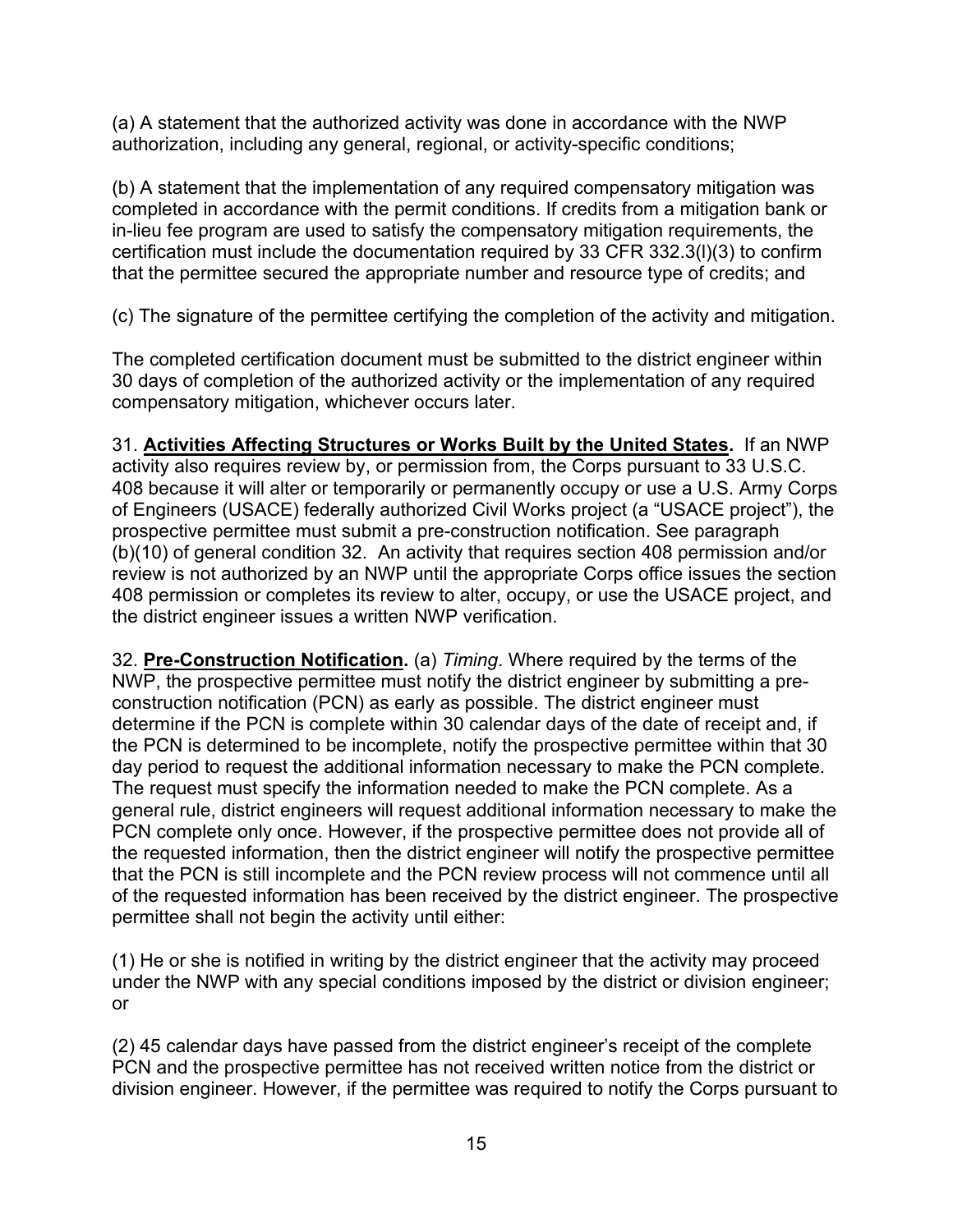(a) A statement that the authorized activity was done in accordance with the NWP authorization, including any general, regional, or activity-specific conditions;

(b) A statement that the implementation of any required compensatory mitigation was completed in accordance with the permit conditions. If credits from a mitigation bank or in-lieu fee program are used to satisfy the compensatory mitigation requirements, the certification must include the documentation required by 33 CFR 332.3(l)(3) to confirm that the permittee secured the appropriate number and resource type of credits; and

(c) The signature of the permittee certifying the completion of the activity and mitigation.

The completed certification document must be submitted to the district engineer within 30 days of completion of the authorized activity or the implementation of any required compensatory mitigation, whichever occurs later.

31. **Activities Affecting Structures or Works Built by the United States.** If an NWP activity also requires review by, or permission from, the Corps pursuant to 33 U.S.C. 408 because it will alter or temporarily or permanently occupy or use a U.S. Army Corps of Engineers (USACE) federally authorized Civil Works project (a "USACE project"), the prospective permittee must submit a pre-construction notification. See paragraph (b)(10) of general condition 32. An activity that requires section 408 permission and/or review is not authorized by an NWP until the appropriate Corps office issues the section 408 permission or completes its review to alter, occupy, or use the USACE project, and the district engineer issues a written NWP verification.

32. **Pre-Construction Notification.** (a) *Timing*. Where required by the terms of the NWP, the prospective permittee must notify the district engineer by submitting a pre-construction notification (PCN) as early as possible. The district engineer must determine if the PCN is complete within 30 calendar days of the date of receipt and, if the PCN is determined to be incomplete, notify the prospective permittee within that 30 day period to request the additional information necessary to make the PCN complete. The request must specify the information needed to make the PCN complete. As a general rule, district engineers will request additional information necessary to make the PCN complete only once. However, if the prospective permittee does not provide all of the requested information, then the district engineer will notify the prospective permittee that the PCN is still incomplete and the PCN review process will not commence until all of the requested information has been received by the district engineer. The prospective permittee shall not begin the activity until either:

(1) He or she is notified in writing by the district engineer that the activity may proceed under the NWP with any special conditions imposed by the district or division engineer; or

(2) 45 calendar days have passed from the district engineer's receipt of the complete PCN and the prospective permittee has not received written notice from the district or division engineer. However, if the permittee was required to notify the Corps pursuant to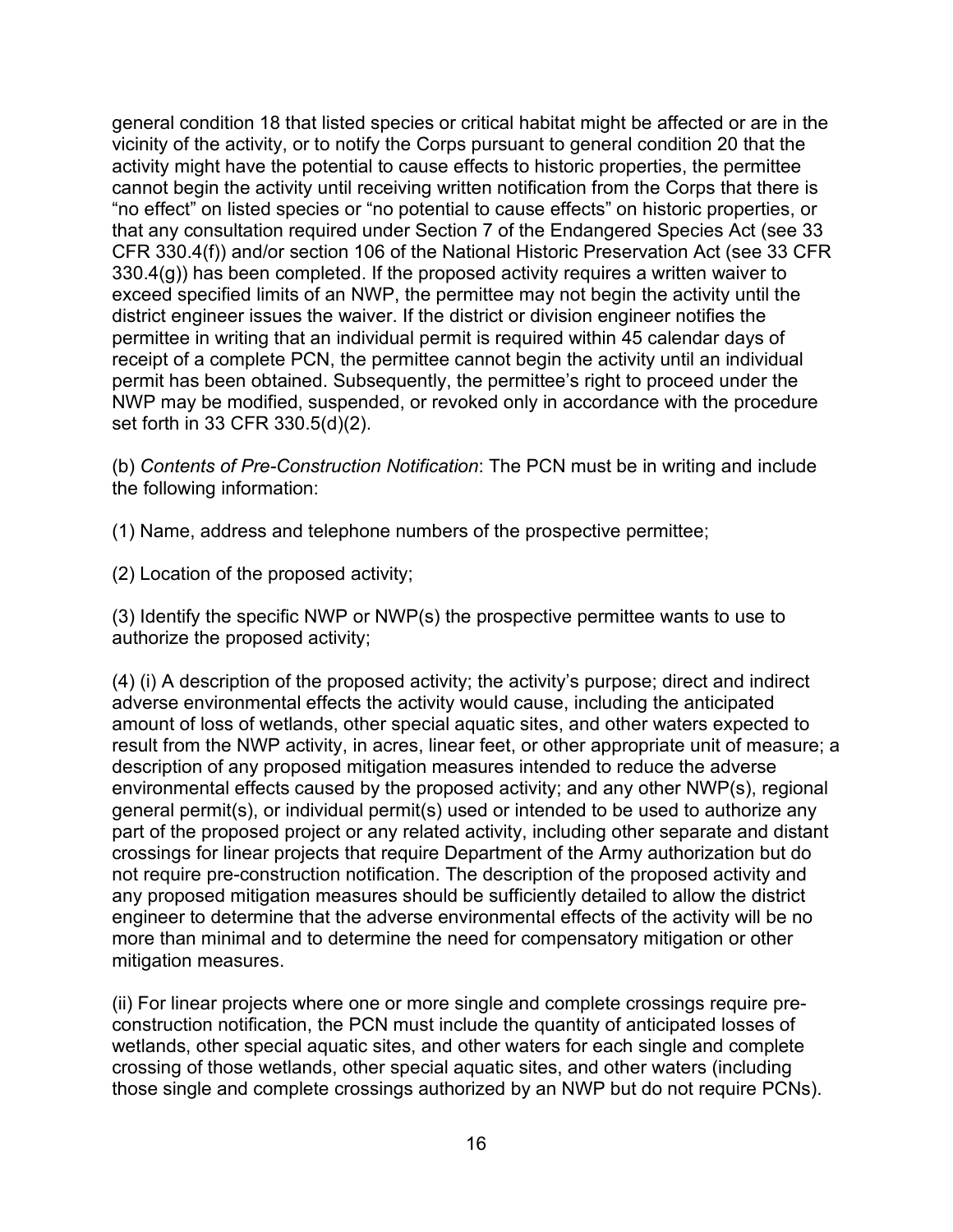general condition 18 that listed species or critical habitat might be affected or are in the vicinity of the activity, or to notify the Corps pursuant to general condition 20 that the activity might have the potential to cause effects to historic properties, the permittee cannot begin the activity until receiving written notification from the Corps that there is "no effect" on listed species or "no potential to cause effects" on historic properties, or that any consultation required under Section 7 of the Endangered Species Act (see 33 CFR 330.4(f)) and/or section 106 of the National Historic Preservation Act (see 33 CFR 330.4(g)) has been completed. If the proposed activity requires a written waiver to exceed specified limits of an NWP, the permittee may not begin the activity until the district engineer issues the waiver. If the district or division engineer notifies the permittee in writing that an individual permit is required within 45 calendar days of receipt of a complete PCN, the permittee cannot begin the activity until an individual permit has been obtained. Subsequently, the permittee's right to proceed under the NWP may be modified, suspended, or revoked only in accordance with the procedure set forth in 33 CFR 330.5(d)(2).

(b) *Contents of Pre-Construction Notification*: The PCN must be in writing and include the following information:

(1) Name, address and telephone numbers of the prospective permittee;

(2) Location of the proposed activity;

(3) Identify the specific NWP or NWP(s) the prospective permittee wants to use to authorize the proposed activity;

(4) (i) A description of the proposed activity; the activity's purpose; direct and indirect adverse environmental effects the activity would cause, including the anticipated amount of loss of wetlands, other special aquatic sites, and other waters expected to result from the NWP activity, in acres, linear feet, or other appropriate unit of measure; a description of any proposed mitigation measures intended to reduce the adverse environmental effects caused by the proposed activity; and any other NWP(s), regional general permit(s), or individual permit(s) used or intended to be used to authorize any part of the proposed project or any related activity, including other separate and distant crossings for linear projects that require Department of the Army authorization but do not require pre-construction notification. The description of the proposed activity and any proposed mitigation measures should be sufficiently detailed to allow the district engineer to determine that the adverse environmental effects of the activity will be no more than minimal and to determine the need for compensatory mitigation or other mitigation measures.

(ii) For linear projects where one or more single and complete crossings require pre-construction notification, the PCN must include the quantity of anticipated losses of wetlands, other special aquatic sites, and other waters for each single and complete crossing of those wetlands, other special aquatic sites, and other waters (including those single and complete crossings authorized by an NWP but do not require PCNs).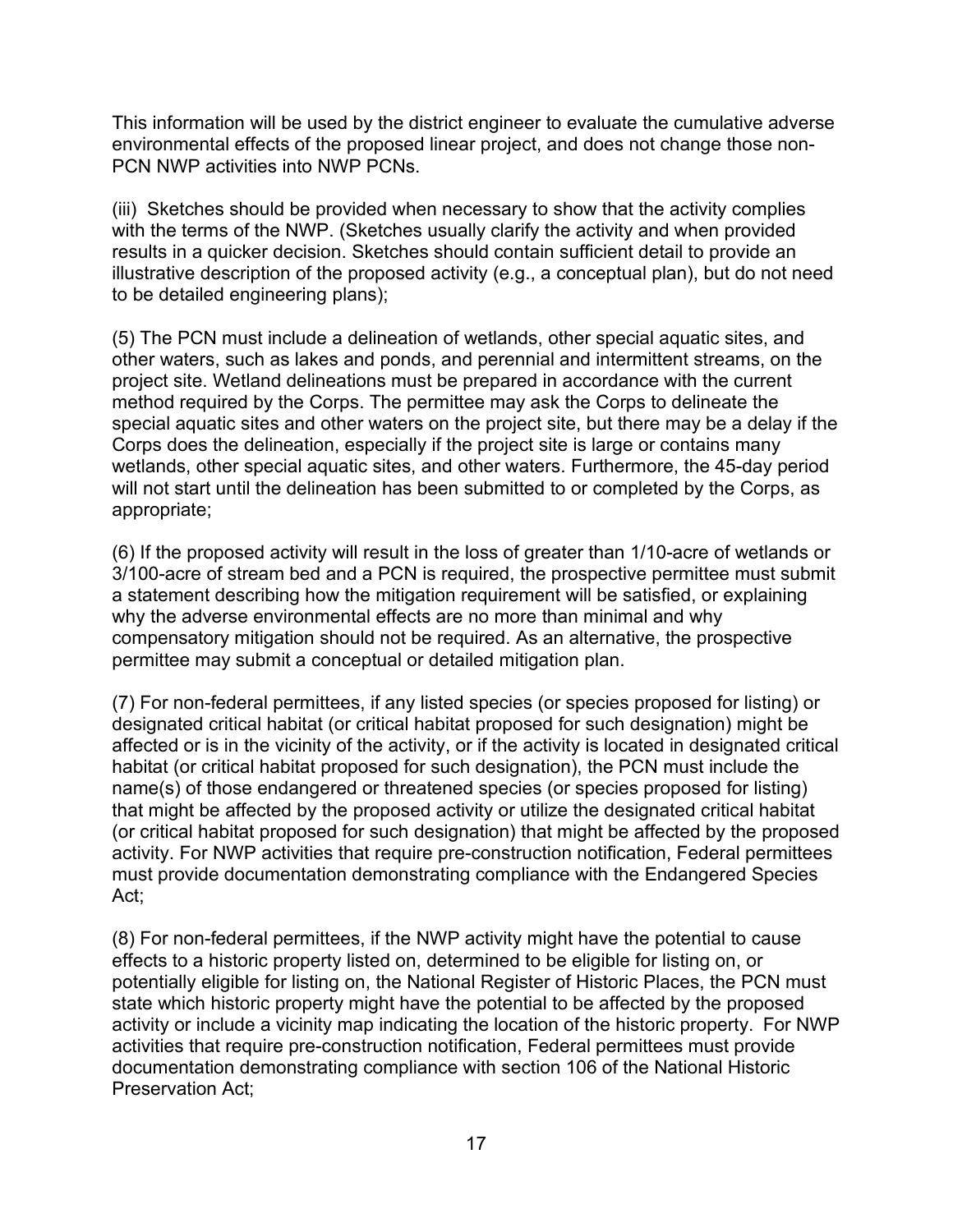This information will be used by the district engineer to evaluate the cumulative adverse environmental effects of the proposed linear project, and does not change those non-PCN NWP activities into NWP PCNs.

(iii) Sketches should be provided when necessary to show that the activity complies with the terms of the NWP. (Sketches usually clarify the activity and when provided results in a quicker decision. Sketches should contain sufficient detail to provide an illustrative description of the proposed activity (e.g., a conceptual plan), but do not need to be detailed engineering plans);

(5) The PCN must include a delineation of wetlands, other special aquatic sites, and other waters, such as lakes and ponds, and perennial and intermittent streams, on the project site. Wetland delineations must be prepared in accordance with the current method required by the Corps. The permittee may ask the Corps to delineate the special aquatic sites and other waters on the project site, but there may be a delay if the Corps does the delineation, especially if the project site is large or contains many wetlands, other special aquatic sites, and other waters. Furthermore, the 45-day period will not start until the delineation has been submitted to or completed by the Corps, as appropriate;

(6) If the proposed activity will result in the loss of greater than 1/10-acre of wetlands or 3/100-acre of stream bed and a PCN is required, the prospective permittee must submit a statement describing how the mitigation requirement will be satisfied, or explaining why the adverse environmental effects are no more than minimal and why compensatory mitigation should not be required. As an alternative, the prospective permittee may submit a conceptual or detailed mitigation plan.

(7) For non-federal permittees, if any listed species (or species proposed for listing) or designated critical habitat (or critical habitat proposed for such designation) might be affected or is in the vicinity of the activity, or if the activity is located in designated critical habitat (or critical habitat proposed for such designation), the PCN must include the name(s) of those endangered or threatened species (or species proposed for listing) that might be affected by the proposed activity or utilize the designated critical habitat (or critical habitat proposed for such designation) that might be affected by the proposed activity. For NWP activities that require pre-construction notification, Federal permittees must provide documentation demonstrating compliance with the Endangered Species Act;

(8) For non-federal permittees, if the NWP activity might have the potential to cause effects to a historic property listed on, determined to be eligible for listing on, or potentially eligible for listing on, the National Register of Historic Places, the PCN must state which historic property might have the potential to be affected by the proposed activity or include a vicinity map indicating the location of the historic property. For NWP activities that require pre-construction notification, Federal permittees must provide documentation demonstrating compliance with section 106 of the National Historic Preservation Act;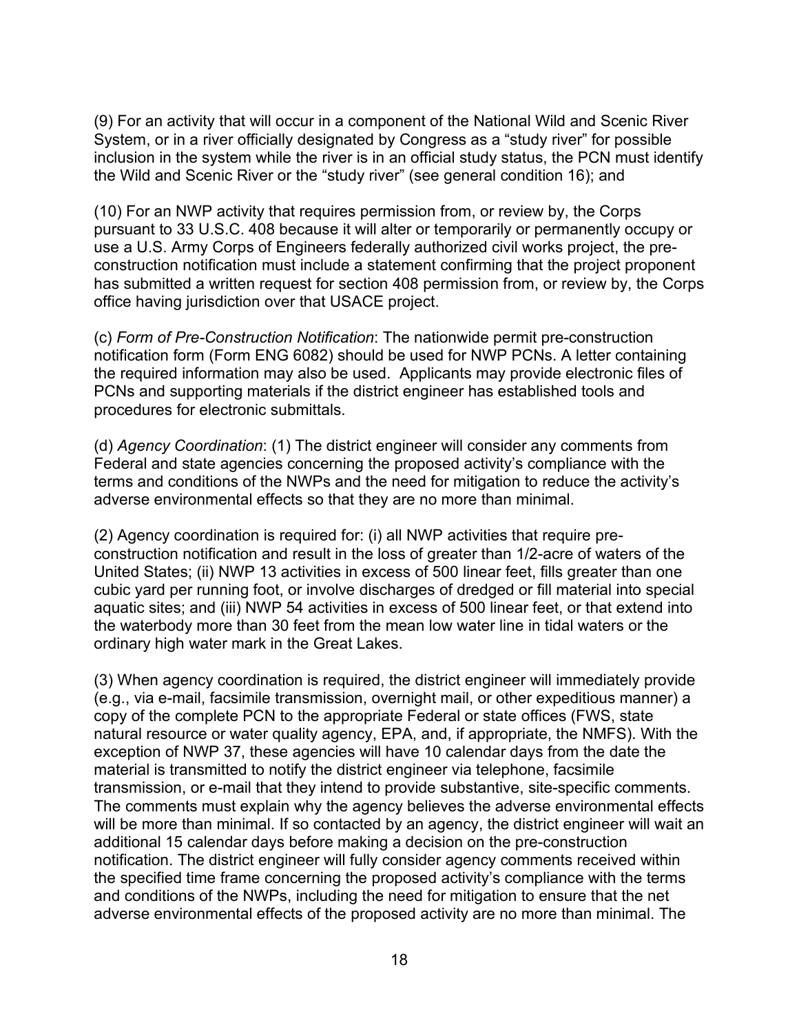(9) For an activity that will occur in a component of the National Wild and Scenic River System, or in a river officially designated by Congress as a "study river" for possible inclusion in the system while the river is in an official study status, the PCN must identify the Wild and Scenic River or the "study river" (see general condition 16); and

(10) For an NWP activity that requires permission from, or review by, the Corps pursuant to 33 U.S.C. 408 because it will alter or temporarily or permanently occupy or use a U.S. Army Corps of Engineers federally authorized civil works project, the pre-construction notification must include a statement confirming that the project proponent has submitted a written request for section 408 permission from, or review by, the Corps office having jurisdiction over that USACE project.

(c) *Form of Pre-Construction Notification*: The nationwide permit pre-construction notification form (Form ENG 6082) should be used for NWP PCNs. A letter containing the required information may also be used. Applicants may provide electronic files of PCNs and supporting materials if the district engineer has established tools and procedures for electronic submittals.

(d) *Agency Coordination*: (1) The district engineer will consider any comments from Federal and state agencies concerning the proposed activity's compliance with the terms and conditions of the NWPs and the need for mitigation to reduce the activity's adverse environmental effects so that they are no more than minimal.

(2) Agency coordination is required for: (i) all NWP activities that require pre-construction notification and result in the loss of greater than 1/2-acre of waters of the United States; (ii) NWP 13 activities in excess of 500 linear feet, fills greater than one cubic yard per running foot, or involve discharges of dredged or fill material into special aquatic sites; and (iii) NWP 54 activities in excess of 500 linear feet, or that extend into the waterbody more than 30 feet from the mean low water line in tidal waters or the ordinary high water mark in the Great Lakes.

(3) When agency coordination is required, the district engineer will immediately provide (e.g., via e-mail, facsimile transmission, overnight mail, or other expeditious manner) a copy of the complete PCN to the appropriate Federal or state offices (FWS, state natural resource or water quality agency, EPA, and, if appropriate, the NMFS). With the exception of NWP 37, these agencies will have 10 calendar days from the date the material is transmitted to notify the district engineer via telephone, facsimile transmission, or e-mail that they intend to provide substantive, site-specific comments. The comments must explain why the agency believes the adverse environmental effects will be more than minimal. If so contacted by an agency, the district engineer will wait an additional 15 calendar days before making a decision on the pre-construction notification. The district engineer will fully consider agency comments received within the specified time frame concerning the proposed activity's compliance with the terms and conditions of the NWPs, including the need for mitigation to ensure that the net adverse environmental effects of the proposed activity are no more than minimal. The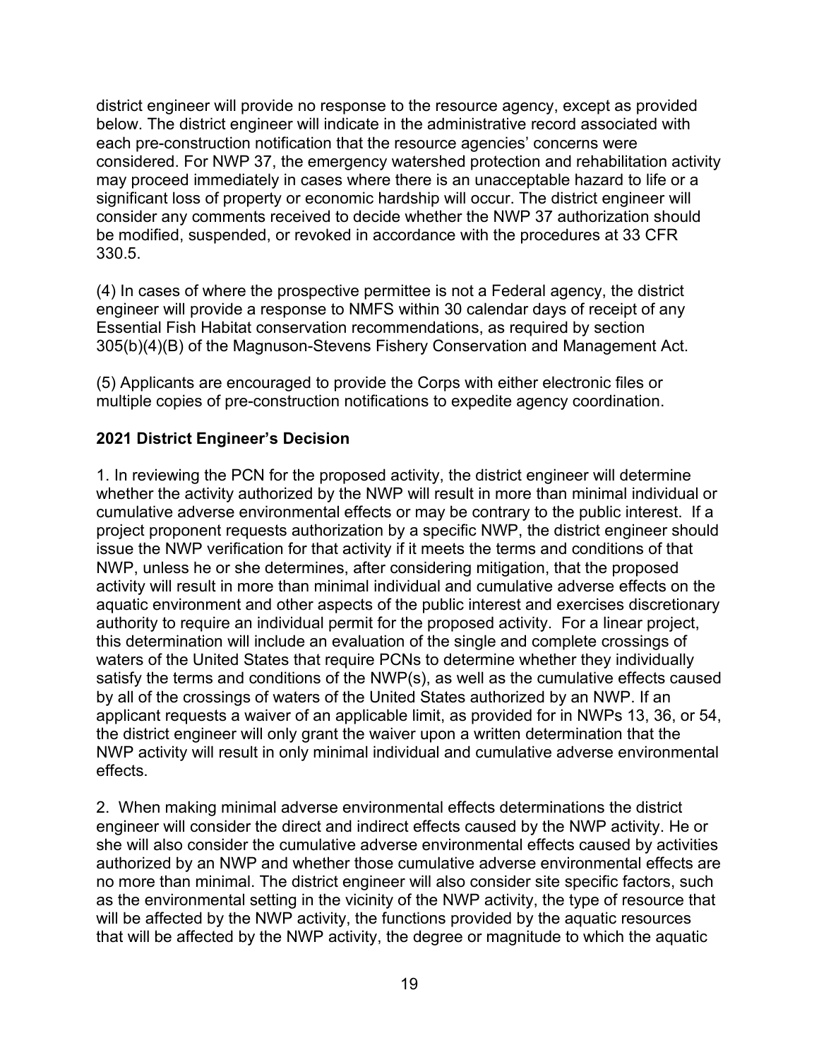district engineer will provide no response to the resource agency, except as provided below. The district engineer will indicate in the administrative record associated with each pre-construction notification that the resource agencies' concerns were considered. For NWP 37, the emergency watershed protection and rehabilitation activity may proceed immediately in cases where there is an unacceptable hazard to life or a significant loss of property or economic hardship will occur. The district engineer will consider any comments received to decide whether the NWP 37 authorization should be modified, suspended, or revoked in accordance with the procedures at 33 CFR 330.5.

(4) In cases of where the prospective permittee is not a Federal agency, the district engineer will provide a response to NMFS within 30 calendar days of receipt of any Essential Fish Habitat conservation recommendations, as required by section 305(b)(4)(B) of the Magnuson-Stevens Fishery Conservation and Management Act.

(5) Applicants are encouraged to provide the Corps with either electronic files or multiple copies of pre-construction notifications to expedite agency coordination.

**2021 District Engineer's Decision**

1. In reviewing the PCN for the proposed activity, the district engineer will determine whether the activity authorized by the NWP will result in more than minimal individual or cumulative adverse environmental effects or may be contrary to the public interest. If a project proponent requests authorization by a specific NWP, the district engineer should issue the NWP verification for that activity if it meets the terms and conditions of that NWP, unless he or she determines, after considering mitigation, that the proposed activity will result in more than minimal individual and cumulative adverse effects on the aquatic environment and other aspects of the public interest and exercises discretionary authority to require an individual permit for the proposed activity. For a linear project, this determination will include an evaluation of the single and complete crossings of waters of the United States that require PCNs to determine whether they individually satisfy the terms and conditions of the NWP(s), as well as the cumulative effects caused by all of the crossings of waters of the United States authorized by an NWP. If an applicant requests a waiver of an applicable limit, as provided for in NWPs 13, 36, or 54, the district engineer will only grant the waiver upon a written determination that the NWP activity will result in only minimal individual and cumulative adverse environmental effects.

2. When making minimal adverse environmental effects determinations the district engineer will consider the direct and indirect effects caused by the NWP activity. He or she will also consider the cumulative adverse environmental effects caused by activities authorized by an NWP and whether those cumulative adverse environmental effects are no more than minimal. The district engineer will also consider site specific factors, such as the environmental setting in the vicinity of the NWP activity, the type of resource that will be affected by the NWP activity, the functions provided by the aquatic resources that will be affected by the NWP activity, the degree or magnitude to which the aquatic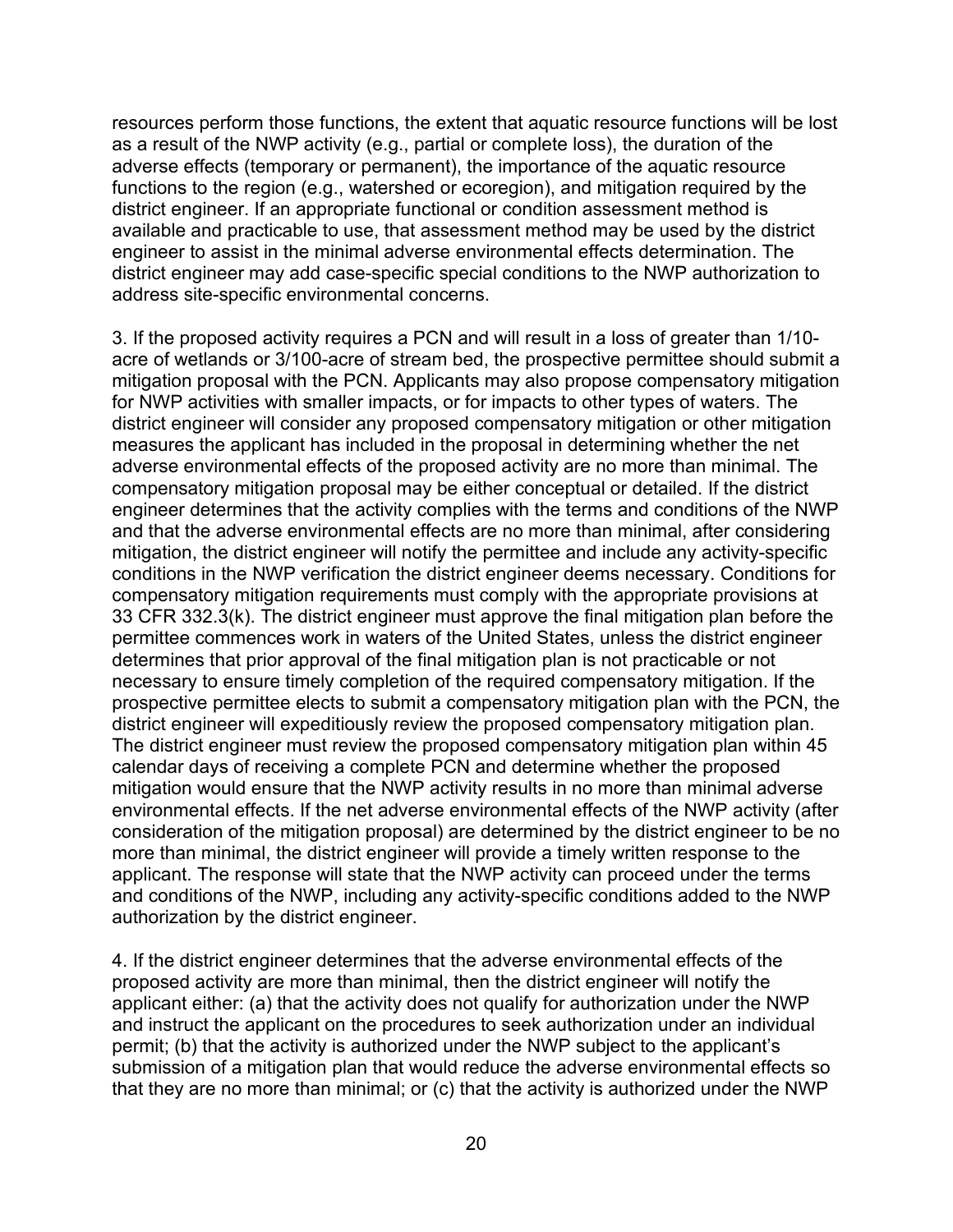resources perform those functions, the extent that aquatic resource functions will be lost as a result of the NWP activity (e.g., partial or complete loss), the duration of the adverse effects (temporary or permanent), the importance of the aquatic resource functions to the region (e.g., watershed or ecoregion), and mitigation required by the district engineer. If an appropriate functional or condition assessment method is available and practicable to use, that assessment method may be used by the district engineer to assist in the minimal adverse environmental effects determination. The district engineer may add case-specific special conditions to the NWP authorization to address site-specific environmental concerns.

3. If the proposed activity requires a PCN and will result in a loss of greater than 1/10-acre of wetlands or 3/100-acre of stream bed, the prospective permittee should submit a mitigation proposal with the PCN. Applicants may also propose compensatory mitigation for NWP activities with smaller impacts, or for impacts to other types of waters. The district engineer will consider any proposed compensatory mitigation or other mitigation measures the applicant has included in the proposal in determining whether the net adverse environmental effects of the proposed activity are no more than minimal. The compensatory mitigation proposal may be either conceptual or detailed. If the district engineer determines that the activity complies with the terms and conditions of the NWP and that the adverse environmental effects are no more than minimal, after considering mitigation, the district engineer will notify the permittee and include any activity-specific conditions in the NWP verification the district engineer deems necessary. Conditions for compensatory mitigation requirements must comply with the appropriate provisions at 33 CFR 332.3(k). The district engineer must approve the final mitigation plan before the permittee commences work in waters of the United States, unless the district engineer determines that prior approval of the final mitigation plan is not practicable or not necessary to ensure timely completion of the required compensatory mitigation. If the prospective permittee elects to submit a compensatory mitigation plan with the PCN, the district engineer will expeditiously review the proposed compensatory mitigation plan. The district engineer must review the proposed compensatory mitigation plan within 45 calendar days of receiving a complete PCN and determine whether the proposed mitigation would ensure that the NWP activity results in no more than minimal adverse environmental effects. If the net adverse environmental effects of the NWP activity (after consideration of the mitigation proposal) are determined by the district engineer to be no more than minimal, the district engineer will provide a timely written response to the applicant. The response will state that the NWP activity can proceed under the terms and conditions of the NWP, including any activity-specific conditions added to the NWP authorization by the district engineer.

4. If the district engineer determines that the adverse environmental effects of the proposed activity are more than minimal, then the district engineer will notify the applicant either: (a) that the activity does not qualify for authorization under the NWP and instruct the applicant on the procedures to seek authorization under an individual permit; (b) that the activity is authorized under the NWP subject to the applicant's submission of a mitigation plan that would reduce the adverse environmental effects so that they are no more than minimal; or (c) that the activity is authorized under the NWP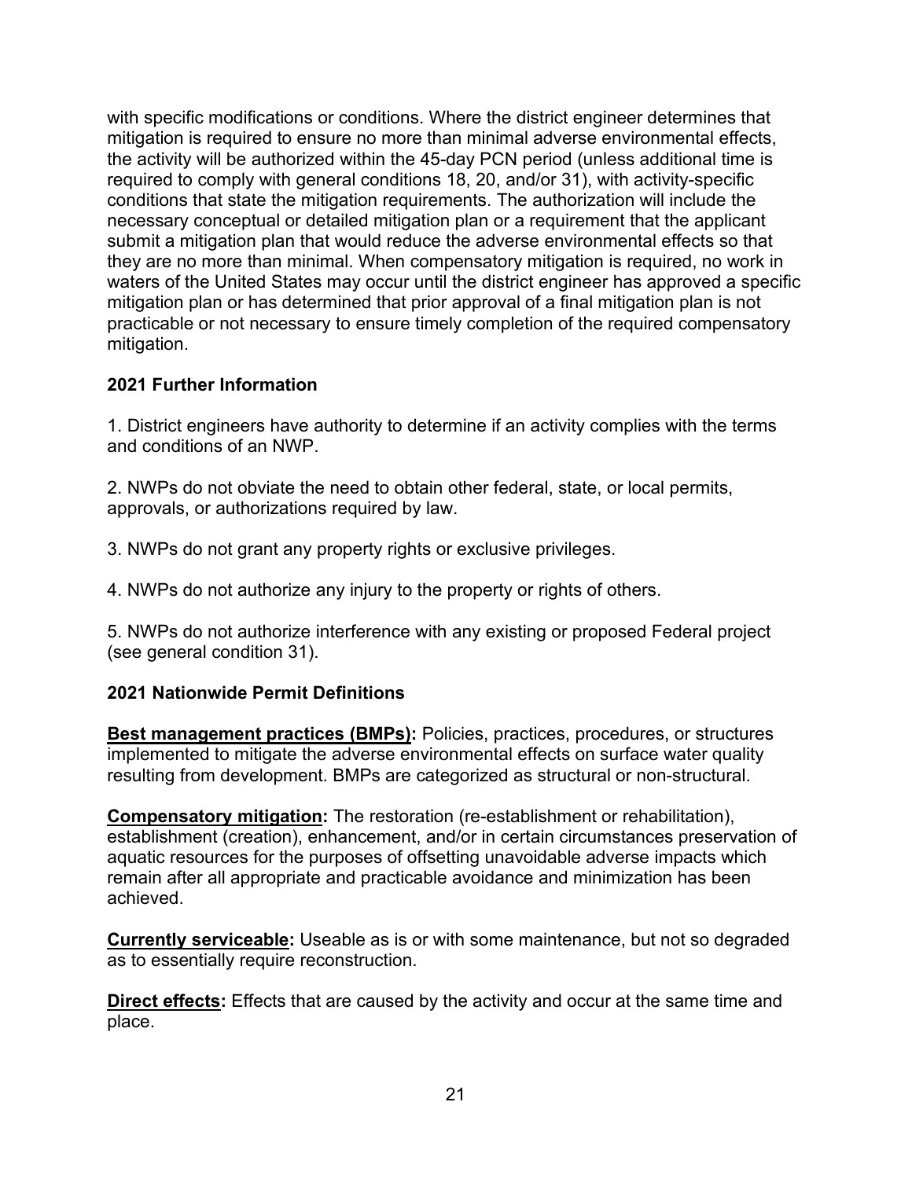with specific modifications or conditions. Where the district engineer determines that mitigation is required to ensure no more than minimal adverse environmental effects, the activity will be authorized within the 45-day PCN period (unless additional time is required to comply with general conditions 18, 20, and/or 31), with activity-specific conditions that state the mitigation requirements. The authorization will include the necessary conceptual or detailed mitigation plan or a requirement that the applicant submit a mitigation plan that would reduce the adverse environmental effects so that they are no more than minimal. When compensatory mitigation is required, no work in waters of the United States may occur until the district engineer has approved a specific mitigation plan or has determined that prior approval of a final mitigation plan is not practicable or not necessary to ensure timely completion of the required compensatory mitigation.

**2021 Further Information**

1. District engineers have authority to determine if an activity complies with the terms and conditions of an NWP.

2. NWPs do not obviate the need to obtain other federal, state, or local permits, approvals, or authorizations required by law.

3. NWPs do not grant any property rights or exclusive privileges.

4. NWPs do not authorize any injury to the property or rights of others.

5. NWPs do not authorize interference with any existing or proposed Federal project (see general condition 31).

**2021 Nationwide Permit Definitions**

**Best management practices (BMPs):** Policies, practices, procedures, or structures implemented to mitigate the adverse environmental effects on surface water quality resulting from development. BMPs are categorized as structural or non-structural.

**Compensatory mitigation:** The restoration (re-establishment or rehabilitation), establishment (creation), enhancement, and/or in certain circumstances preservation of aquatic resources for the purposes of offsetting unavoidable adverse impacts which remain after all appropriate and practicable avoidance and minimization has been achieved.

**Currently serviceable:** Useable as is or with some maintenance, but not so degraded as to essentially require reconstruction.

**Direct effects:** Effects that are caused by the activity and occur at the same time and place.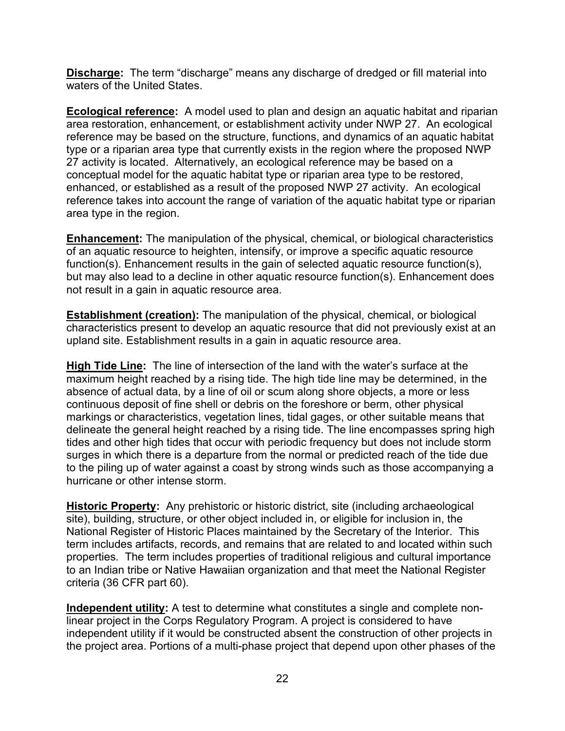**Discharge:** The term "discharge" means any discharge of dredged or fill material into waters of the United States.

**Ecological reference:** A model used to plan and design an aquatic habitat and riparian area restoration, enhancement, or establishment activity under NWP 27. An ecological reference may be based on the structure, functions, and dynamics of an aquatic habitat type or a riparian area type that currently exists in the region where the proposed NWP 27 activity is located. Alternatively, an ecological reference may be based on a conceptual model for the aquatic habitat type or riparian area type to be restored, enhanced, or established as a result of the proposed NWP 27 activity. An ecological reference takes into account the range of variation of the aquatic habitat type or riparian area type in the region.

**Enhancement:** The manipulation of the physical, chemical, or biological characteristics of an aquatic resource to heighten, intensify, or improve a specific aquatic resource function(s). Enhancement results in the gain of selected aquatic resource function(s), but may also lead to a decline in other aquatic resource function(s). Enhancement does not result in a gain in aquatic resource area.

**Establishment (creation):** The manipulation of the physical, chemical, or biological characteristics present to develop an aquatic resource that did not previously exist at an upland site. Establishment results in a gain in aquatic resource area.

**High Tide Line:** The line of intersection of the land with the water's surface at the maximum height reached by a rising tide. The high tide line may be determined, in the absence of actual data, by a line of oil or scum along shore objects, a more or less continuous deposit of fine shell or debris on the foreshore or berm, other physical markings or characteristics, vegetation lines, tidal gages, or other suitable means that delineate the general height reached by a rising tide. The line encompasses spring high tides and other high tides that occur with periodic frequency but does not include storm surges in which there is a departure from the normal or predicted reach of the tide due to the piling up of water against a coast by strong winds such as those accompanying a hurricane or other intense storm.

**Historic Property:** Any prehistoric or historic district, site (including archaeological site), building, structure, or other object included in, or eligible for inclusion in, the National Register of Historic Places maintained by the Secretary of the Interior. This term includes artifacts, records, and remains that are related to and located within such properties. The term includes properties of traditional religious and cultural importance to an Indian tribe or Native Hawaiian organization and that meet the National Register criteria (36 CFR part 60).

**Independent utility:** A test to determine what constitutes a single and complete non-linear project in the Corps Regulatory Program. A project is considered to have independent utility if it would be constructed absent the construction of other projects in the project area. Portions of a multi-phase project that depend upon other phases of the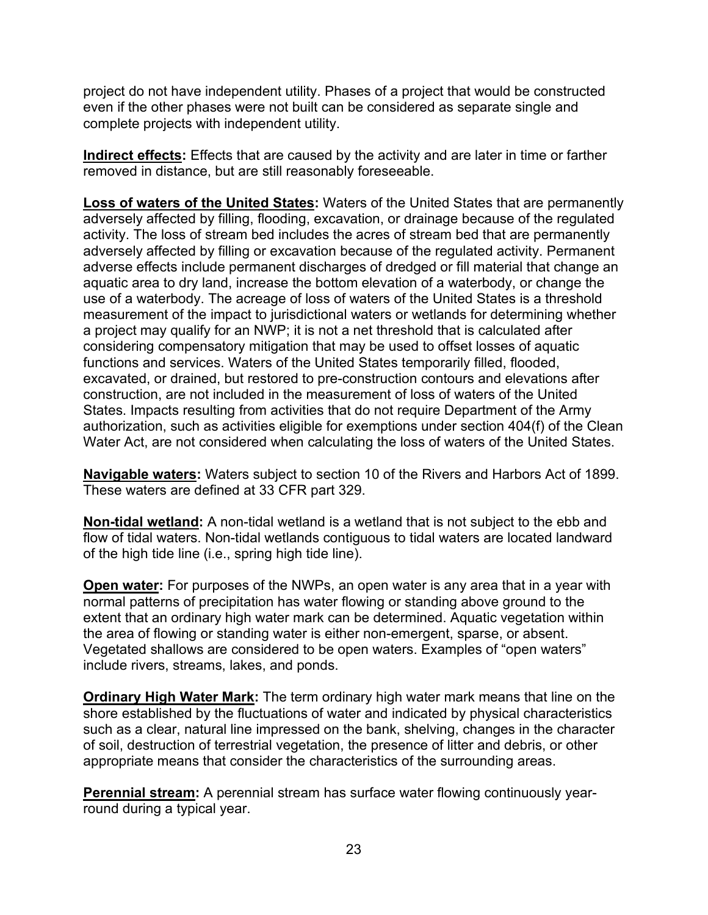project do not have independent utility. Phases of a project that would be constructed even if the other phases were not built can be considered as separate single and complete projects with independent utility.

**Indirect effects:** Effects that are caused by the activity and are later in time or farther removed in distance, but are still reasonably foreseeable.

**Loss of waters of the United States:** Waters of the United States that are permanently adversely affected by filling, flooding, excavation, or drainage because of the regulated activity. The loss of stream bed includes the acres of stream bed that are permanently adversely affected by filling or excavation because of the regulated activity. Permanent adverse effects include permanent discharges of dredged or fill material that change an aquatic area to dry land, increase the bottom elevation of a waterbody, or change the use of a waterbody. The acreage of loss of waters of the United States is a threshold measurement of the impact to jurisdictional waters or wetlands for determining whether a project may qualify for an NWP; it is not a net threshold that is calculated after considering compensatory mitigation that may be used to offset losses of aquatic functions and services. Waters of the United States temporarily filled, flooded, excavated, or drained, but restored to pre-construction contours and elevations after construction, are not included in the measurement of loss of waters of the United States. Impacts resulting from activities that do not require Department of the Army authorization, such as activities eligible for exemptions under section 404(f) of the Clean Water Act, are not considered when calculating the loss of waters of the United States.

**Navigable waters:** Waters subject to section 10 of the Rivers and Harbors Act of 1899. These waters are defined at 33 CFR part 329.

**Non-tidal wetland:** A non-tidal wetland is a wetland that is not subject to the ebb and flow of tidal waters. Non-tidal wetlands contiguous to tidal waters are located landward of the high tide line (i.e., spring high tide line).

**Open water:** For purposes of the NWPs, an open water is any area that in a year with normal patterns of precipitation has water flowing or standing above ground to the extent that an ordinary high water mark can be determined. Aquatic vegetation within the area of flowing or standing water is either non-emergent, sparse, or absent. Vegetated shallows are considered to be open waters. Examples of "open waters" include rivers, streams, lakes, and ponds.

**Ordinary High Water Mark:** The term ordinary high water mark means that line on the shore established by the fluctuations of water and indicated by physical characteristics such as a clear, natural line impressed on the bank, shelving, changes in the character of soil, destruction of terrestrial vegetation, the presence of litter and debris, or other appropriate means that consider the characteristics of the surrounding areas.

**Perennial stream:** A perennial stream has surface water flowing continuously year-round during a typical year.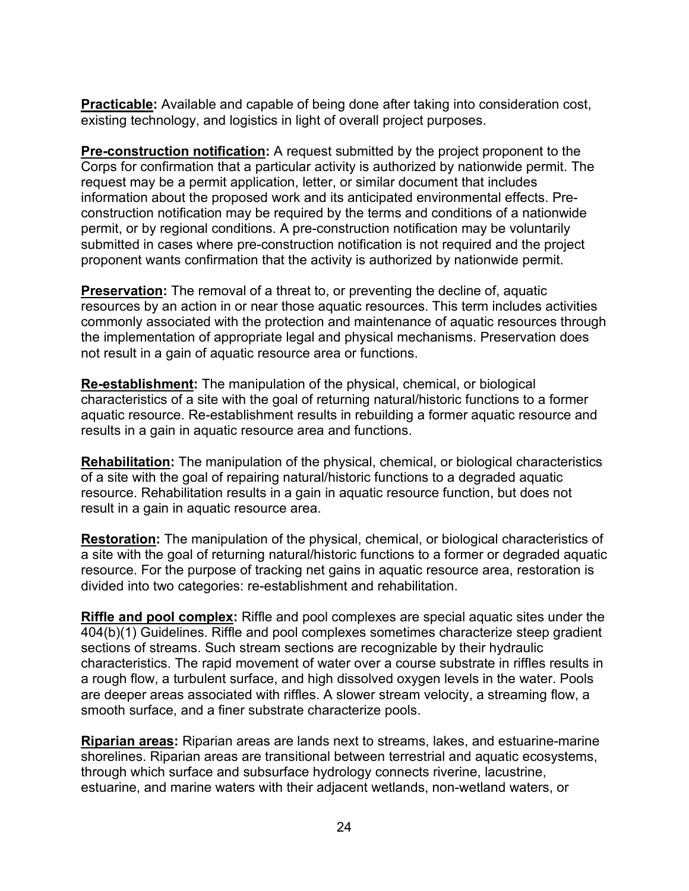**Practicable:** Available and capable of being done after taking into consideration cost, existing technology, and logistics in light of overall project purposes.

**Pre-construction notification:** A request submitted by the project proponent to the Corps for confirmation that a particular activity is authorized by nationwide permit. The request may be a permit application, letter, or similar document that includes information about the proposed work and its anticipated environmental effects. Pre-construction notification may be required by the terms and conditions of a nationwide permit, or by regional conditions. A pre-construction notification may be voluntarily submitted in cases where pre-construction notification is not required and the project proponent wants confirmation that the activity is authorized by nationwide permit.

**Preservation:** The removal of a threat to, or preventing the decline of, aquatic resources by an action in or near those aquatic resources. This term includes activities commonly associated with the protection and maintenance of aquatic resources through the implementation of appropriate legal and physical mechanisms. Preservation does not result in a gain of aquatic resource area or functions.

**Re-establishment:** The manipulation of the physical, chemical, or biological characteristics of a site with the goal of returning natural/historic functions to a former aquatic resource. Re-establishment results in rebuilding a former aquatic resource and results in a gain in aquatic resource area and functions.

**Rehabilitation:** The manipulation of the physical, chemical, or biological characteristics of a site with the goal of repairing natural/historic functions to a degraded aquatic resource. Rehabilitation results in a gain in aquatic resource function, but does not result in a gain in aquatic resource area.

**Restoration:** The manipulation of the physical, chemical, or biological characteristics of a site with the goal of returning natural/historic functions to a former or degraded aquatic resource. For the purpose of tracking net gains in aquatic resource area, restoration is divided into two categories: re-establishment and rehabilitation.

**Riffle and pool complex:** Riffle and pool complexes are special aquatic sites under the 404(b)(1) Guidelines. Riffle and pool complexes sometimes characterize steep gradient sections of streams. Such stream sections are recognizable by their hydraulic characteristics. The rapid movement of water over a course substrate in riffles results in a rough flow, a turbulent surface, and high dissolved oxygen levels in the water. Pools are deeper areas associated with riffles. A slower stream velocity, a streaming flow, a smooth surface, and a finer substrate characterize pools.

**Riparian areas:** Riparian areas are lands next to streams, lakes, and estuarine-marine shorelines. Riparian areas are transitional between terrestrial and aquatic ecosystems, through which surface and subsurface hydrology connects riverine, lacustrine, estuarine, and marine waters with their adjacent wetlands, non-wetland waters, or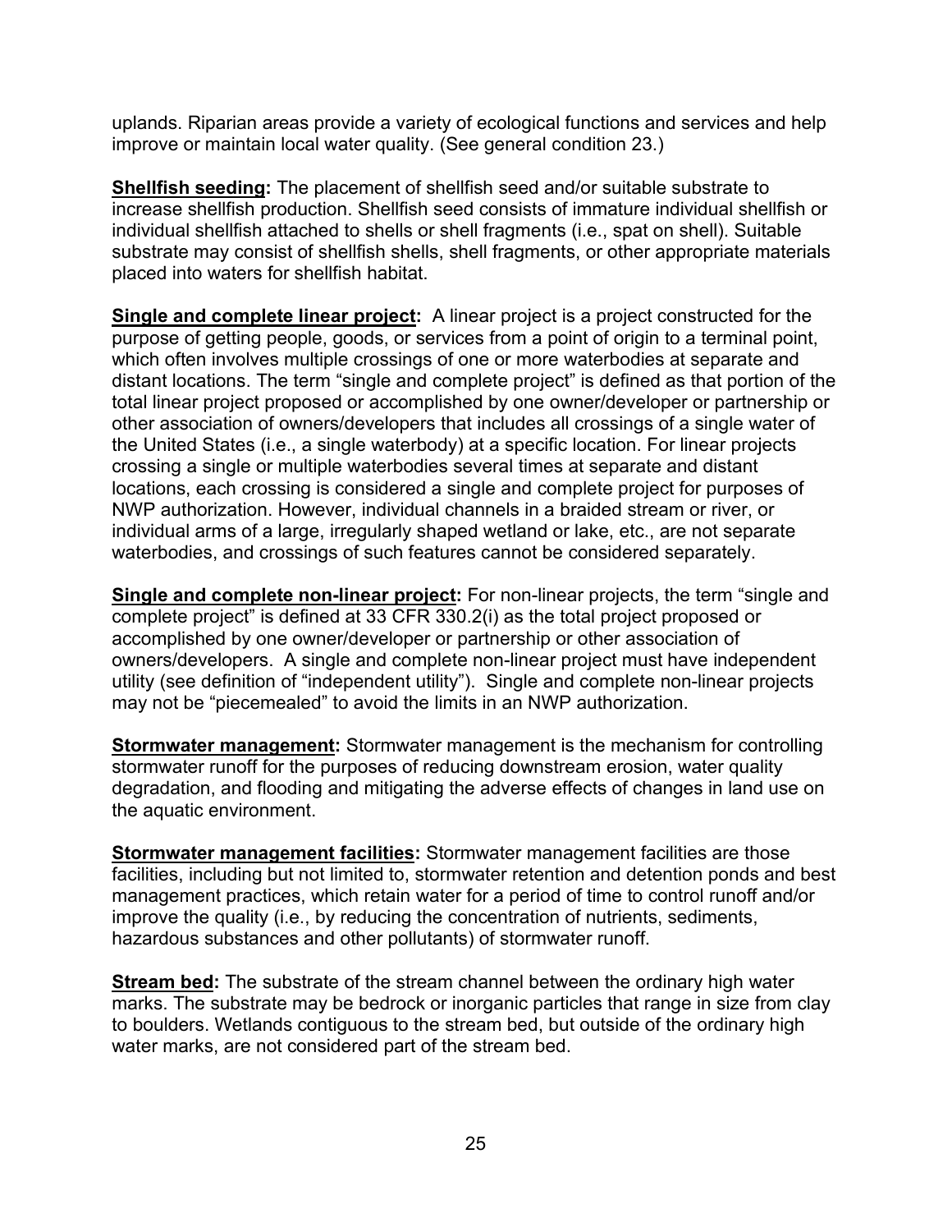uplands. Riparian areas provide a variety of ecological functions and services and help improve or maintain local water quality. (See general condition 23.)

**Shellfish seeding:** The placement of shellfish seed and/or suitable substrate to increase shellfish production. Shellfish seed consists of immature individual shellfish or individual shellfish attached to shells or shell fragments (i.e., spat on shell). Suitable substrate may consist of shellfish shells, shell fragments, or other appropriate materials placed into waters for shellfish habitat.

**Single and complete linear project:** A linear project is a project constructed for the purpose of getting people, goods, or services from a point of origin to a terminal point, which often involves multiple crossings of one or more waterbodies at separate and distant locations. The term "single and complete project" is defined as that portion of the total linear project proposed or accomplished by one owner/developer or partnership or other association of owners/developers that includes all crossings of a single water of the United States (i.e., a single waterbody) at a specific location. For linear projects crossing a single or multiple waterbodies several times at separate and distant locations, each crossing is considered a single and complete project for purposes of NWP authorization. However, individual channels in a braided stream or river, or individual arms of a large, irregularly shaped wetland or lake, etc., are not separate waterbodies, and crossings of such features cannot be considered separately.

**Single and complete non-linear project:** For non-linear projects, the term "single and complete project" is defined at 33 CFR 330.2(i) as the total project proposed or accomplished by one owner/developer or partnership or other association of owners/developers. A single and complete non-linear project must have independent utility (see definition of "independent utility"). Single and complete non-linear projects may not be "piecemealed" to avoid the limits in an NWP authorization.

**Stormwater management:** Stormwater management is the mechanism for controlling stormwater runoff for the purposes of reducing downstream erosion, water quality degradation, and flooding and mitigating the adverse effects of changes in land use on the aquatic environment.

**Stormwater management facilities:** Stormwater management facilities are those facilities, including but not limited to, stormwater retention and detention ponds and best management practices, which retain water for a period of time to control runoff and/or improve the quality (i.e., by reducing the concentration of nutrients, sediments, hazardous substances and other pollutants) of stormwater runoff.

**Stream bed:** The substrate of the stream channel between the ordinary high water marks. The substrate may be bedrock or inorganic particles that range in size from clay to boulders. Wetlands contiguous to the stream bed, but outside of the ordinary high water marks, are not considered part of the stream bed.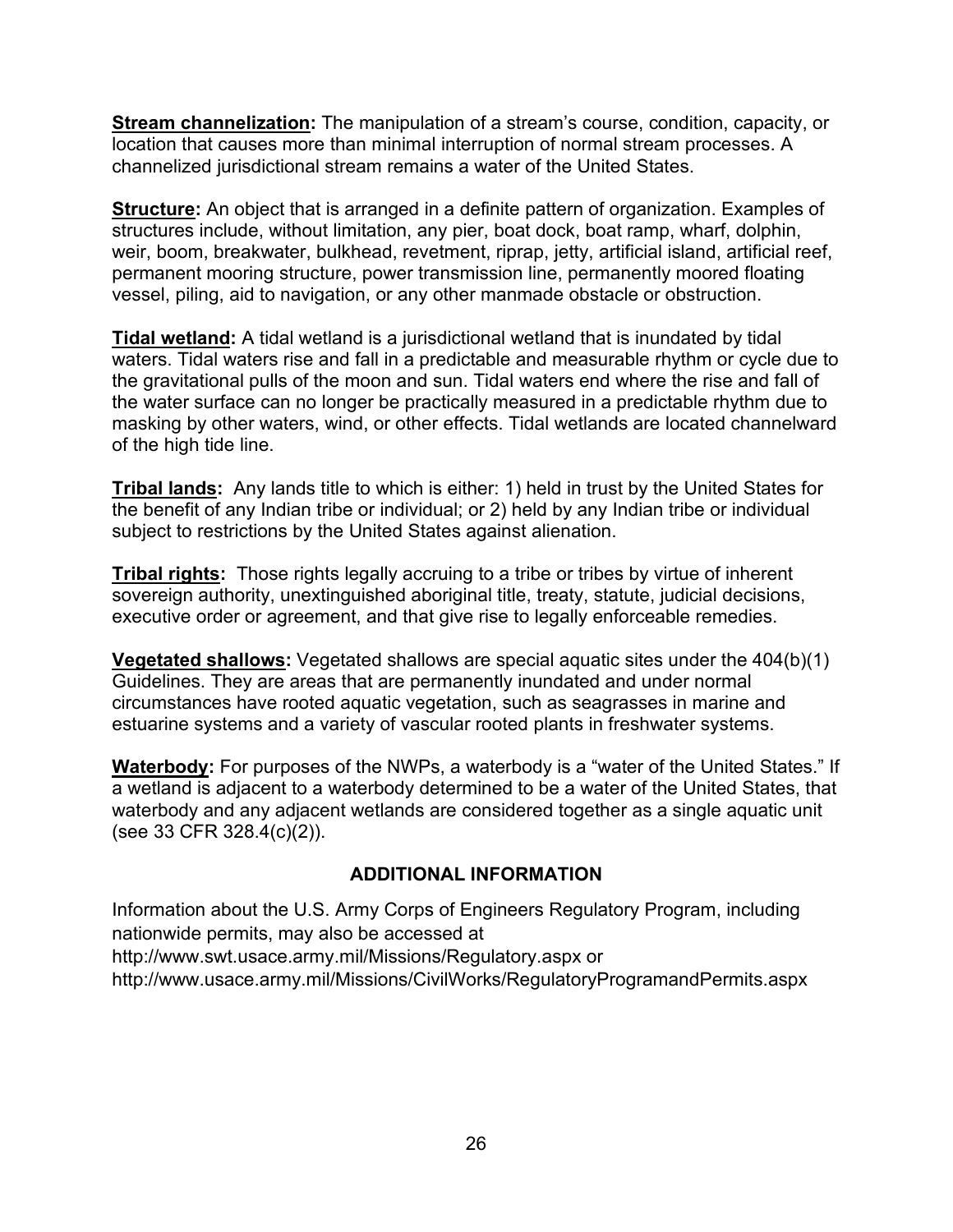**<u>Stream channelization</u>:** The manipulation of a stream's course, condition, capacity, or location that causes more than minimal interruption of normal stream processes. A channelized jurisdictional stream remains a water of the United States.

**<u>Structure</u>:** An object that is arranged in a definite pattern of organization. Examples of structures include, without limitation, any pier, boat dock, boat ramp, wharf, dolphin, weir, boom, breakwater, bulkhead, revetment, riprap, jetty, artificial island, artificial reef, permanent mooring structure, power transmission line, permanently moored floating vessel, piling, aid to navigation, or any other manmade obstacle or obstruction.

**<u>Tidal wetland</u>:** A tidal wetland is a jurisdictional wetland that is inundated by tidal waters. Tidal waters rise and fall in a predictable and measurable rhythm or cycle due to the gravitational pulls of the moon and sun. Tidal waters end where the rise and fall of the water surface can no longer be practically measured in a predictable rhythm due to masking by other waters, wind, or other effects. Tidal wetlands are located channelward of the high tide line.

**<u>Tribal lands</u>:** Any lands title to which is either: 1) held in trust by the United States for the benefit of any Indian tribe or individual; or 2) held by any Indian tribe or individual subject to restrictions by the United States against alienation.

**<u>Tribal rights</u>:** Those rights legally accruing to a tribe or tribes by virtue of inherent sovereign authority, unextinguished aboriginal title, treaty, statute, judicial decisions, executive order or agreement, and that give rise to legally enforceable remedies.

**<u>Vegetated shallows</u>:** Vegetated shallows are special aquatic sites under the 404(b)(1) Guidelines. They are areas that are permanently inundated and under normal circumstances have rooted aquatic vegetation, such as seagrasses in marine and estuarine systems and a variety of vascular rooted plants in freshwater systems.

**<u>Waterbody</u>:** For purposes of the NWPs, a waterbody is a "water of the United States." If a wetland is adjacent to a waterbody determined to be a water of the United States, that waterbody and any adjacent wetlands are considered together as a single aquatic unit (see 33 CFR 328.4(c)(2)).

## ADDITIONAL INFORMATION

Information about the U.S. Army Corps of Engineers Regulatory Program, including nationwide permits, may also be accessed at
http://www.swt.usace.army.mil/Missions/Regulatory.aspx or
http://www.usace.army.mil/Missions/CivilWorks/RegulatoryProgramandPermits.aspx